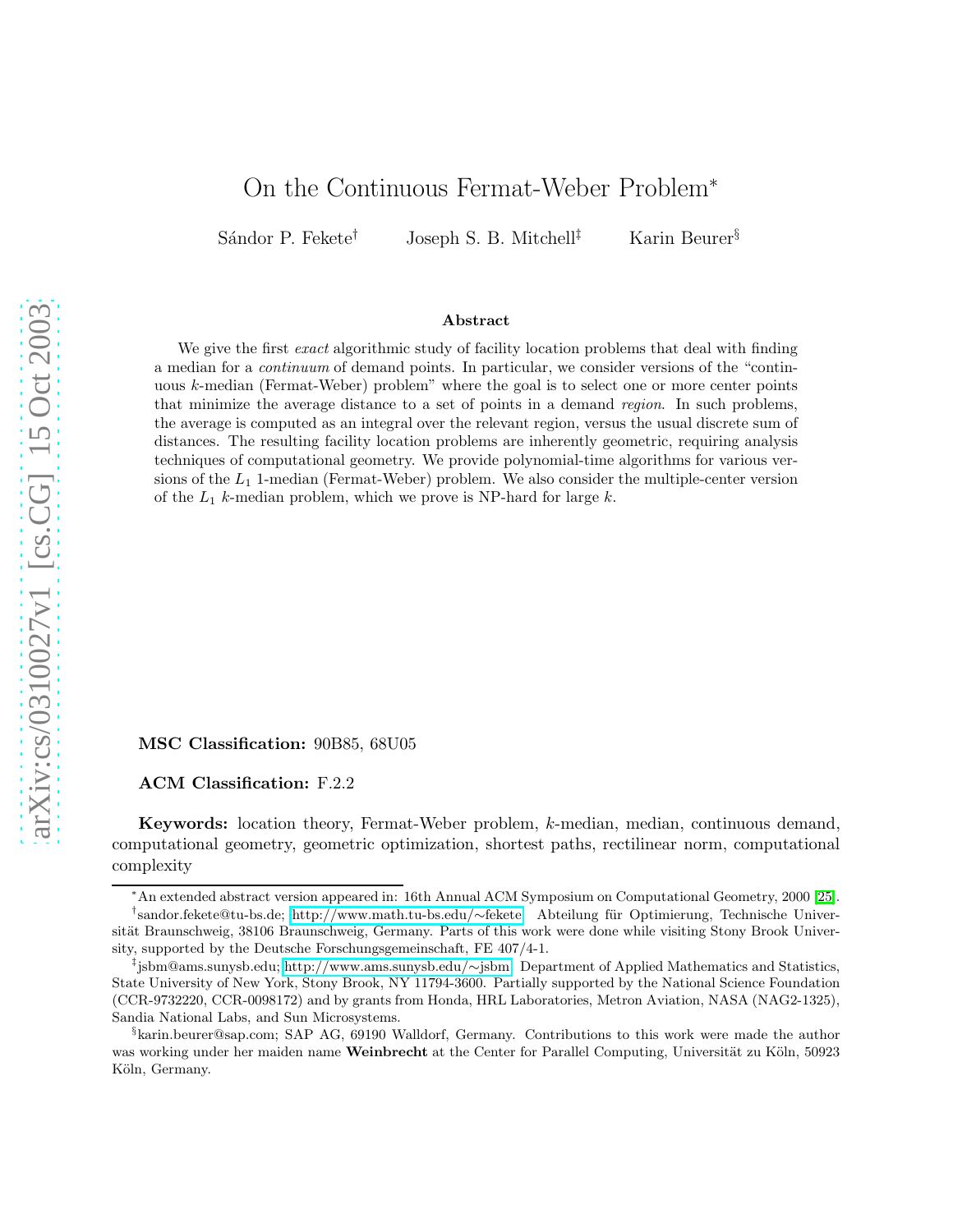# On the Continuous Fermat-Weber Problem*

Sándor P. Fekete[†] Joseph S. B. Mitchell[‡] Karin Beurer[§]

### Abstract

We give the first *exact* algorithmic study of facility location problems that deal with finding a median for a *continuum* of demand points. In particular, we consider versions of the "continuous $k$-median (Fermat-Weber) problem" where the goal is to select one or more center points that minimize the average distance to a set of points in a demand *region*. In such problems, the average is computed as an integral over the relevant region, versus the usual discrete sum of distances. The resulting facility location problems are inherently geometric, requiring analysis techniques of computational geometry. We provide polynomial-time algorithms for various versions of the $L_1$ 1-median (Fermat-Weber) problem. We also consider the multiple-center version of the $L_1$ $k$-median problem, which we prove is NP-hard for large $k$.

**MSC Classification:** 90B85, 68U05

**ACM Classification:** F.2.2

**Keywords:** location theory, Fermat-Weber problem, $k$-median, median, continuous demand, computational geometry, geometric optimization, shortest paths, rectilinear norm, computational complexity

---

*An extended abstract version appeared in: 16th Annual ACM Symposium on Computational Geometry, 2000 [25].

[†]sandor.fekete@tu-bs.de; http://www.math.tu-bs.edu/~fekete. Abteilung für Optimierung, Technische Universität Braunschweig, 38106 Braunschweig, Germany. Parts of this work were done while visiting Stony Brook University, supported by the Deutsche Forschungsgemeinschaft, FE 407/4-1.

[‡]jsbm@ams.sunysb.edu; http://www.ams.sunysb.edu/~jsbm. Department of Applied Mathematics and Statistics, State University of New York, Stony Brook, NY 11794-3600. Partially supported by the National Science Foundation (CCR-9732220, CCR-0098172) and by grants from Honda, HRL Laboratories, Metron Aviation, NASA (NAG2-1325), Sandia National Labs, and Sun Microsystems.

[§]karin.beurer@sap.com; SAP AG, 69190 Walldorf, Germany. Contributions to this work were made the author was working under her maiden name **Weinbrecht** at the Center for Parallel Computing, Universität zu Köln, 50923 Köln, Germany.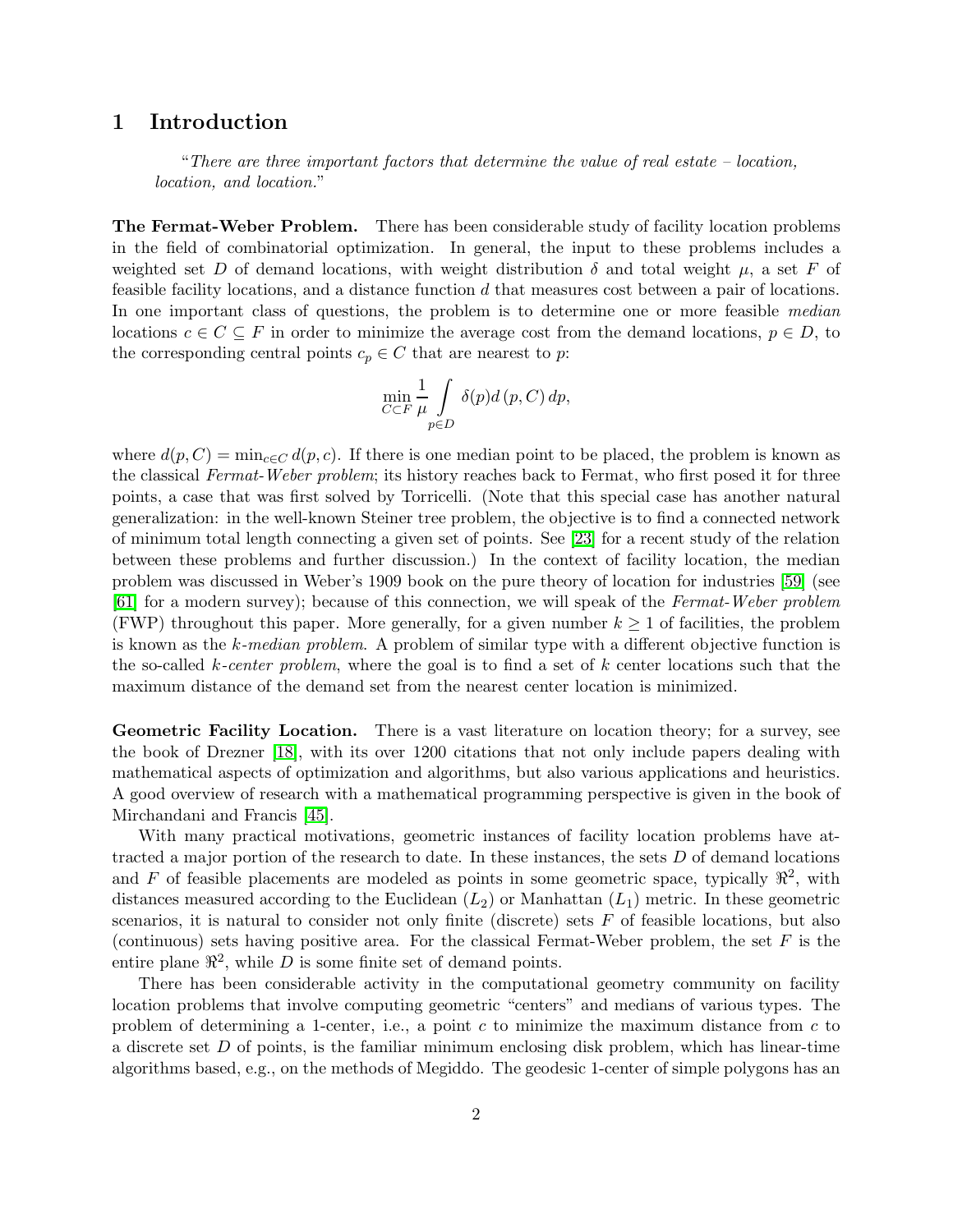# 1 Introduction

> "*There are three important factors that determine the value of real estate – location, location, and location.*"

**The Fermat-Weber Problem.** There has been considerable study of facility location problems in the field of combinatorial optimization. In general, the input to these problems includes a weighted set $D$ of demand locations, with weight distribution $\delta$ and total weight $\mu$, a set $F$ of feasible facility locations, and a distance function $d$ that measures cost between a pair of locations. In one important class of questions, the problem is to determine one or more feasible *median* locations $c \in C \subseteq F$ in order to minimize the average cost from the demand locations, $p \in D$, to the corresponding central points $c_p \in C$ that are nearest to $p$:

$$\min_{C \subset F} \frac{1}{\mu} \int_{p \in D} \delta(p) d\left(p, C\right) dp,$$

where $d(p, C) = \min_{c \in C} d(p, c)$. If there is one median point to be placed, the problem is known as the classical *Fermat-Weber problem*; its history reaches back to Fermat, who first posed it for three points, a case that was first solved by Torricelli. (Note that this special case has another natural generalization: in the well-known Steiner tree problem, the objective is to find a connected network of minimum total length connecting a given set of points. See [23] for a recent study of the relation between these problems and further discussion.) In the context of facility location, the median problem was discussed in Weber's 1909 book on the pure theory of location for industries [59] (see [61] for a modern survey); because of this connection, we will speak of the *Fermat-Weber problem* (FWP) throughout this paper. More generally, for a given number $k \geq 1$ of facilities, the problem is known as the *k-median problem*. A problem of similar type with a different objective function is the so-called *k-center problem*, where the goal is to find a set of $k$ center locations such that the maximum distance of the demand set from the nearest center location is minimized.

**Geometric Facility Location.** There is a vast literature on location theory; for a survey, see the book of Drezner [18], with its over 1200 citations that not only include papers dealing with mathematical aspects of optimization and algorithms, but also various applications and heuristics. A good overview of research with a mathematical programming perspective is given in the book of Mirchandani and Francis [45].

With many practical motivations, geometric instances of facility location problems have attracted a major portion of the research to date. In these instances, the sets $D$ of demand locations and $F$ of feasible placements are modeled as points in some geometric space, typically $\Re^2$, with distances measured according to the Euclidean ($L_2$) or Manhattan ($L_1$) metric. In these geometric scenarios, it is natural to consider not only finite (discrete) sets $F$ of feasible locations, but also (continuous) sets having positive area. For the classical Fermat-Weber problem, the set $F$ is the entire plane $\Re^2$, while $D$ is some finite set of demand points.

There has been considerable activity in the computational geometry community on facility location problems that involve computing geometric "centers" and medians of various types. The problem of determining a 1-center, i.e., a point $c$ to minimize the maximum distance from $c$ to a discrete set $D$ of points, is the familiar minimum enclosing disk problem, which has linear-time algorithms based, e.g., on the methods of Megiddo. The geodesic 1-center of simple polygons has an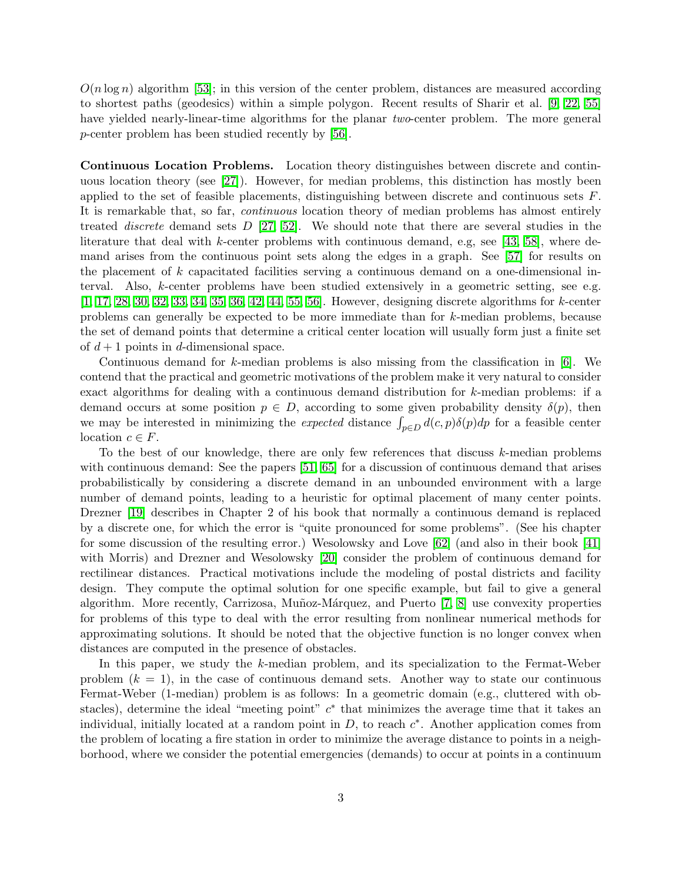$O(n \log n)$ algorithm [53]; in this version of the center problem, distances are measured according to shortest paths (geodesics) within a simple polygon. Recent results of Sharir et al. [9, 22, 55] have yielded nearly-linear-time algorithms for the planar *two*-center problem. The more general $p$-center problem has been studied recently by [56].

**Continuous Location Problems.** Location theory distinguishes between discrete and continuous location theory (see [27]). However, for median problems, this distinction has mostly been applied to the set of feasible placements, distinguishing between discrete and continuous sets $F$. It is remarkable that, so far, *continuous* location theory of median problems has almost entirely treated *discrete* demand sets $D$ [27, 52]. We should note that there are several studies in the literature that deal with $k$-center problems with continuous demand, e.g, see [43, 58], where demand arises from the continuous point sets along the edges in a graph. See [57] for results on the placement of $k$ capacitated facilities serving a continuous demand on a one-dimensional interval. Also, $k$-center problems have been studied extensively in a geometric setting, see e.g. [1, 17, 28, 30, 32, 33, 34, 35, 36, 42, 44, 55, 56]. However, designing discrete algorithms for $k$-center problems can generally be expected to be more immediate than for $k$-median problems, because the set of demand points that determine a critical center location will usually form just a finite set of $d+1$ points in $d$-dimensional space.

Continuous demand for $k$-median problems is also missing from the classification in [6]. We contend that the practical and geometric motivations of the problem make it very natural to consider exact algorithms for dealing with a continuous demand distribution for $k$-median problems: if a demand occurs at some position $p \in D$, according to some given probability density $\delta(p)$, then we may be interested in minimizing the *expected* distance $\int_{p \in D} d(c,p)\delta(p)dp$ for a feasible center location $c \in F$.

To the best of our knowledge, there are only few references that discuss $k$-median problems with continuous demand: See the papers [51, 65] for a discussion of continuous demand that arises probabilistically by considering a discrete demand in an unbounded environment with a large number of demand points, leading to a heuristic for optimal placement of many center points. Drezner [19] describes in Chapter 2 of his book that normally a continuous demand is replaced by a discrete one, for which the error is "quite pronounced for some problems". (See his chapter for some discussion of the resulting error.) Wesolowsky and Love [62] (and also in their book [41] with Morris) and Drezner and Wesolowsky [20] consider the problem of continuous demand for rectilinear distances. Practical motivations include the modeling of postal districts and facility design. They compute the optimal solution for one specific example, but fail to give a general algorithm. More recently, Carrizosa, Muñoz-Márquez, and Puerto [7, 8] use convexity properties for problems of this type to deal with the error resulting from nonlinear numerical methods for approximating solutions. It should be noted that the objective function is no longer convex when distances are computed in the presence of obstacles.

In this paper, we study the $k$-median problem, and its specialization to the Fermat-Weber problem ($k = 1$), in the case of continuous demand sets. Another way to state our continuous Fermat-Weber (1-median) problem is as follows: In a geometric domain (e.g., cluttered with obstacles), determine the ideal "meeting point" $c^*$ that minimizes the average time that it takes an individual, initially located at a random point in $D$, to reach $c^*$. Another application comes from the problem of locating a fire station in order to minimize the average distance to points in a neighborhood, where we consider the potential emergencies (demands) to occur at points in a continuum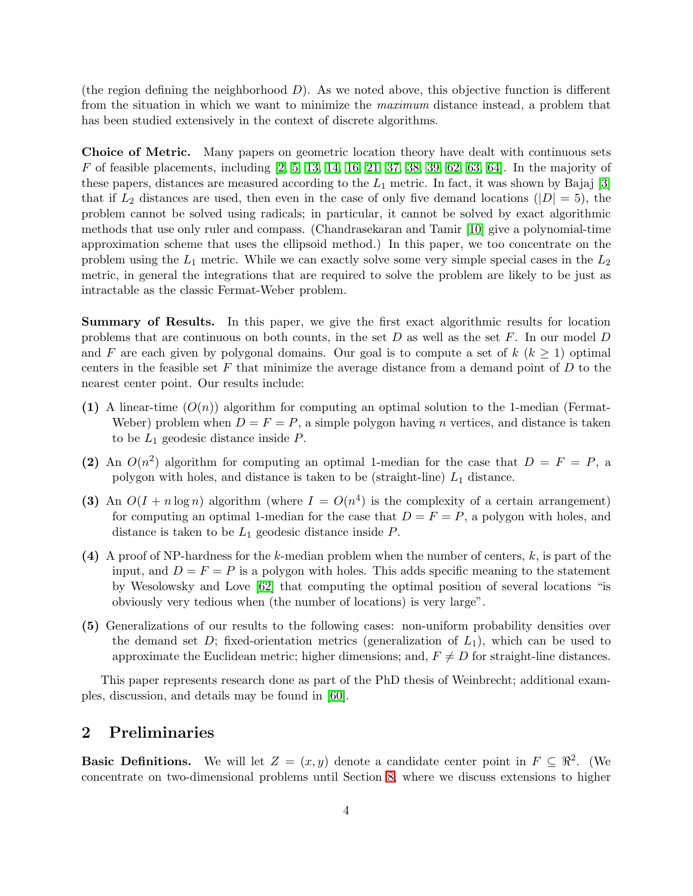(the region defining the neighborhood $D$). As we noted above, this objective function is different from the situation in which we want to minimize the *maximum* distance instead, a problem that has been studied extensively in the context of discrete algorithms.

**Choice of Metric.** Many papers on geometric location theory have dealt with continuous sets $F$ of feasible placements, including [2, 5, 13, 14, 16, 21, 37, 38, 39, 62, 63, 64]. In the majority of these papers, distances are measured according to the $L_1$ metric. In fact, it was shown by Bajaj [3] that if $L_2$ distances are used, then even in the case of only five demand locations ($|D| = 5$), the problem cannot be solved using radicals; in particular, it cannot be solved by exact algorithmic methods that use only ruler and compass. (Chandrasekaran and Tamir [10] give a polynomial-time approximation scheme that uses the ellipsoid method.) In this paper, we too concentrate on the problem using the $L_1$ metric. While we can exactly solve some very simple special cases in the $L_2$ metric, in general the integrations that are required to solve the problem are likely to be just as intractable as the classic Fermat-Weber problem.

**Summary of Results.** In this paper, we give the first exact algorithmic results for location problems that are continuous on both counts, in the set $D$ as well as the set $F$. In our model $D$ and $F$ are each given by polygonal domains. Our goal is to compute a set of $k$ ($k \geq 1$) optimal centers in the feasible set $F$ that minimize the average distance from a demand point of $D$ to the nearest center point. Our results include:

**(1)** A linear-time ($O(n)$) algorithm for computing an optimal solution to the 1-median (Fermat-Weber) problem when $D = F = P$, a simple polygon having $n$ vertices, and distance is taken to be $L_1$ geodesic distance inside $P$.

**(2)** An $O(n^2)$ algorithm for computing an optimal 1-median for the case that $D = F = P$, a polygon with holes, and distance is taken to be (straight-line) $L_1$ distance.

**(3)** An $O(I + n \log n)$ algorithm (where $I = O(n^4)$ is the complexity of a certain arrangement) for computing an optimal 1-median for the case that $D = F = P$, a polygon with holes, and distance is taken to be $L_1$ geodesic distance inside $P$.

**(4)** A proof of NP-hardness for the $k$-median problem when the number of centers, $k$, is part of the input, and $D = F = P$ is a polygon with holes. This adds specific meaning to the statement by Wesolowsky and Love [62] that computing the optimal position of several locations "is obviously very tedious when (the number of locations) is very large".

**(5)** Generalizations of our results to the following cases: non-uniform probability densities over the demand set $D$; fixed-orientation metrics (generalization of $L_1$), which can be used to approximate the Euclidean metric; higher dimensions; and, $F \neq D$ for straight-line distances.

This paper represents research done as part of the PhD thesis of Weinbrecht; additional examples, discussion, and details may be found in [60].

## 2 Preliminaries

**Basic Definitions.** We will let $Z = (x, y)$ denote a candidate center point in $F \subseteq \Re^2$. (We concentrate on two-dimensional problems until Section 8, where we discuss extensions to higher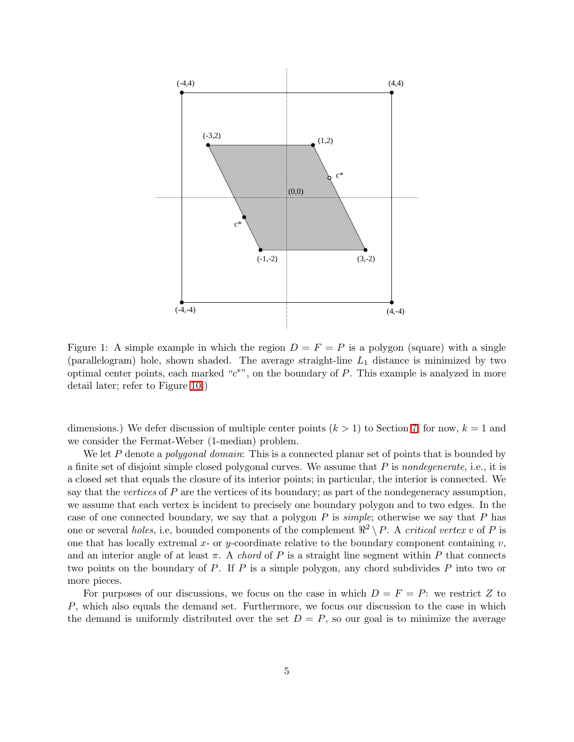Figure 1: A simple example in which the region $D = F = P$ is a polygon (square) with a single (parallelogram) hole, shown shaded. The average straight-line $L_1$ distance is minimized by two optimal center points, each marked "$c^*$", on the boundary of $P$. This example is analyzed in more detail later; refer to Figure 10.)

dimensions.) We defer discussion of multiple center points ($k > 1$) to Section 7; for now, $k = 1$ and we consider the Fermat-Weber (1-median) problem.

We let $P$ denote a *polygonal domain*: This is a connected planar set of points that is bounded by a finite set of disjoint simple closed polygonal curves. We assume that $P$ is *nondegenerate*, i.e., it is a closed set that equals the closure of its interior points; in particular, the interior is connected. We say that the *vertices* of $P$ are the vertices of its boundary; as part of the nondegeneracy assumption, we assume that each vertex is incident to precisely one boundary polygon and to two edges. In the case of one connected boundary, we say that a polygon $P$ is *simple*; otherwise we say that $P$ has one or several *holes*, i.e, bounded components of the complement $\Re^2 \setminus P$. A *critical vertex* $v$ of $P$ is one that has locally extremal $x$- or $y$-coordinate relative to the boundary component containing $v$, and an interior angle of at least $\pi$. A *chord* of $P$ is a straight line segment within $P$ that connects two points on the boundary of $P$. If $P$ is a simple polygon, any chord subdivides $P$ into two or more pieces.

For purposes of our discussions, we focus on the case in which $D = F = P$: we restrict $Z$ to $P$, which also equals the demand set. Furthermore, we focus our discussion to the case in which the demand is uniformly distributed over the set $D = P$, so our goal is to minimize the average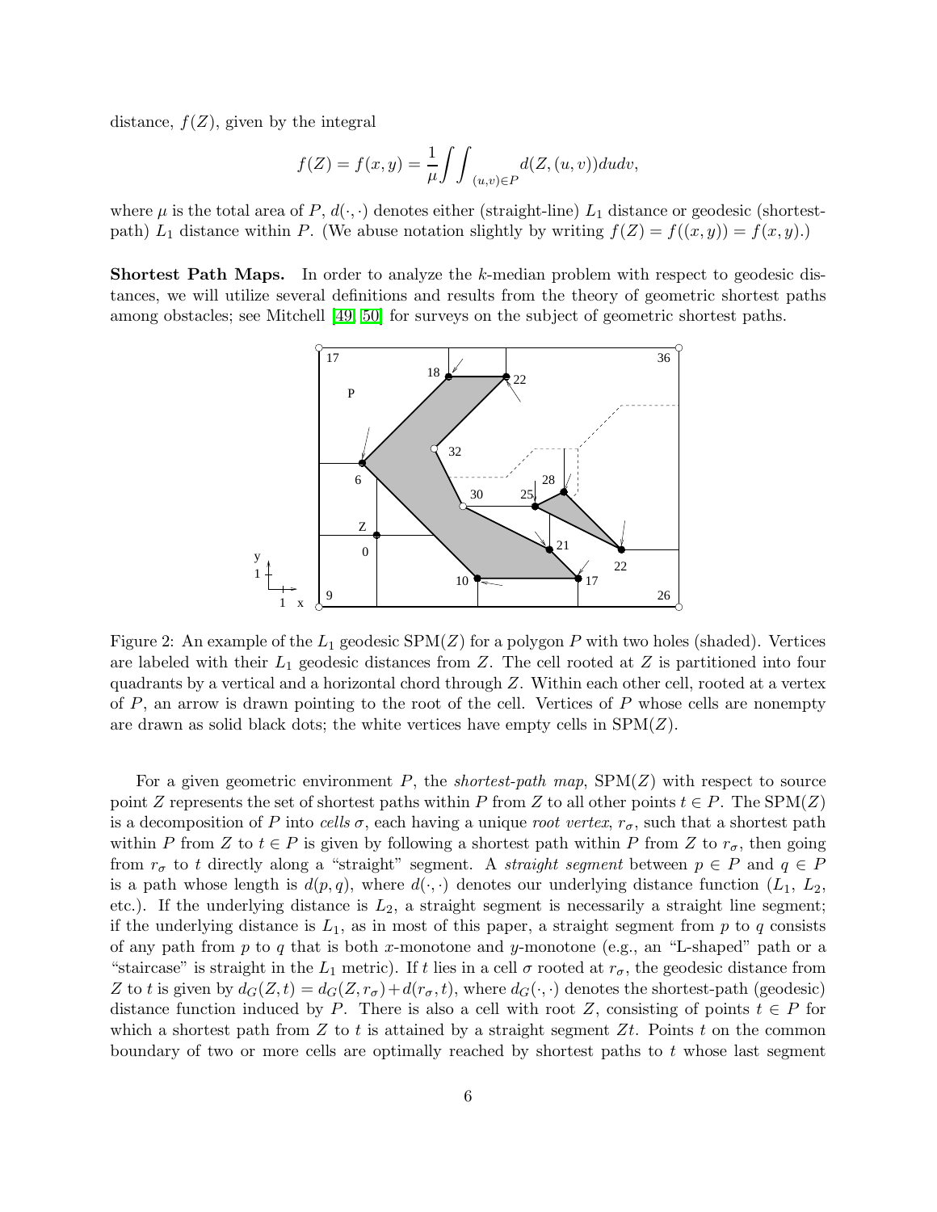distance, $f(Z)$, given by the integral

$$f(Z) = f(x,y) = \frac{1}{\mu}\int\int_{(u,v)\in P} d(Z,(u,v))dudv,$$

where $\mu$ is the total area of $P$, $d(\cdot,\cdot)$ denotes either (straight-line) $L_1$ distance or geodesic (shortest-path) $L_1$ distance within $P$. (We abuse notation slightly by writing $f(Z) = f((x,y)) = f(x,y)$.)

**Shortest Path Maps.** In order to analyze the $k$-median problem with respect to geodesic distances, we will utilize several definitions and results from the theory of geometric shortest paths among obstacles; see Mitchell [49, 50] for surveys on the subject of geometric shortest paths.

Figure 2: An example of the $L_1$ geodesic SPM($Z$) for a polygon $P$ with two holes (shaded). Vertices are labeled with their $L_1$ geodesic distances from $Z$. The cell rooted at $Z$ is partitioned into four quadrants by a vertical and a horizontal chord through $Z$. Within each other cell, rooted at a vertex of $P$, an arrow is drawn pointing to the root of the cell. Vertices of $P$ whose cells are nonempty are drawn as solid black dots; the white vertices have empty cells in SPM($Z$).

For a given geometric environment $P$, the *shortest-path map*, SPM($Z$) with respect to source point $Z$ represents the set of shortest paths within $P$ from $Z$ to all other points $t \in P$. The SPM($Z$) is a decomposition of $P$ into *cells* $\sigma$, each having a unique *root vertex*, $r_\sigma$, such that a shortest path within $P$ from $Z$ to $t \in P$ is given by following a shortest path within $P$ from $Z$ to $r_\sigma$, then going from $r_\sigma$ to $t$ directly along a "straight" segment. A *straight segment* between $p \in P$ and $q \in P$ is a path whose length is $d(p,q)$, where $d(\cdot,\cdot)$ denotes our underlying distance function ($L_1$, $L_2$, etc.). If the underlying distance is $L_2$, a straight segment is necessarily a straight line segment; if the underlying distance is $L_1$, as in most of this paper, a straight segment from $p$ to $q$ consists of any path from $p$ to $q$ that is both $x$-monotone and $y$-monotone (e.g., an "L-shaped" path or a "staircase" is straight in the $L_1$ metric). If $t$ lies in a cell $\sigma$ rooted at $r_\sigma$, the geodesic distance from $Z$ to $t$ is given by $d_G(Z,t) = d_G(Z,r_\sigma) + d(r_\sigma,t)$, where $d_G(\cdot,\cdot)$ denotes the shortest-path (geodesic) distance function induced by $P$. There is also a cell with root $Z$, consisting of points $t \in P$ for which a shortest path from $Z$ to $t$ is attained by a straight segment $Zt$. Points $t$ on the common boundary of two or more cells are optimally reached by shortest paths to $t$ whose last segment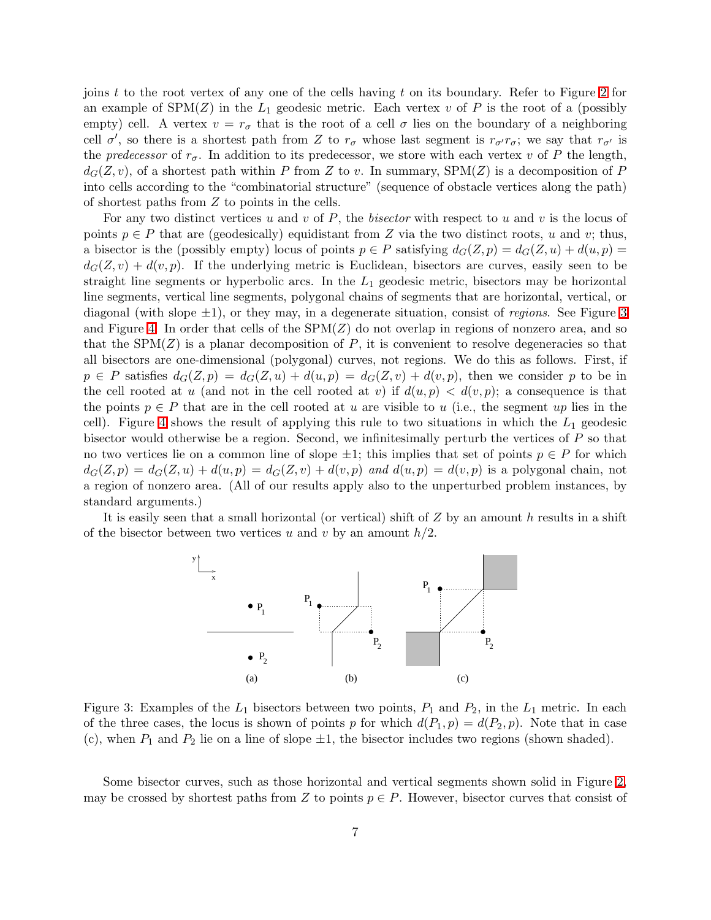joins $t$ to the root vertex of any one of the cells having $t$ on its boundary. Refer to Figure 2 for an example of SPM($Z$) in the $L_1$ geodesic metric. Each vertex $v$ of $P$ is the root of a (possibly empty) cell. A vertex $v = r_\sigma$ that is the root of a cell $\sigma$ lies on the boundary of a neighboring cell $\sigma'$, so there is a shortest path from $Z$ to $r_\sigma$ whose last segment is $r_{\sigma'} r_\sigma$; we say that $r_{\sigma'}$ is the *predecessor* of $r_\sigma$. In addition to its predecessor, we store with each vertex $v$ of $P$ the length, $d_G(Z, v)$, of a shortest path within $P$ from $Z$ to $v$. In summary, SPM($Z$) is a decomposition of $P$ into cells according to the "combinatorial structure" (sequence of obstacle vertices along the path) of shortest paths from $Z$ to points in the cells.

For any two distinct vertices $u$ and $v$ of $P$, the *bisector* with respect to $u$ and $v$ is the locus of points $p \in P$ that are (geodesically) equidistant from $Z$ via the two distinct roots, $u$ and $v$; thus, a bisector is the (possibly empty) locus of points $p \in P$ satisfying $d_G(Z,p) = d_G(Z,u) + d(u,p) = d_G(Z,v) + d(v,p)$. If the underlying metric is Euclidean, bisectors are curves, easily seen to be straight line segments or hyperbolic arcs. In the $L_1$ geodesic metric, bisectors may be horizontal line segments, vertical line segments, polygonal chains of segments that are horizontal, vertical, or diagonal (with slope $\pm 1$), or they may, in a degenerate situation, consist of *regions*. See Figure 3 and Figure 4. In order that cells of the SPM($Z$) do not overlap in regions of nonzero area, and so that the SPM($Z$) is a planar decomposition of $P$, it is convenient to resolve degeneracies so that all bisectors are one-dimensional (polygonal) curves, not regions. We do this as follows. First, if $p \in P$ satisfies $d_G(Z,p) = d_G(Z,u) + d(u,p) = d_G(Z,v) + d(v,p)$, then we consider $p$ to be in the cell rooted at $u$ (and not in the cell rooted at $v$) if $d(u,p) < d(v,p)$; a consequence is that the points $p \in P$ that are in the cell rooted at $u$ are visible to $u$ (i.e., the segment $up$ lies in the cell). Figure 4 shows the result of applying this rule to two situations in which the $L_1$ geodesic bisector would otherwise be a region. Second, we infinitesimally perturb the vertices of $P$ so that no two vertices lie on a common line of slope $\pm 1$; this implies that set of points $p \in P$ for which $d_G(Z,p) = d_G(Z,u) + d(u,p) = d_G(Z,v) + d(v,p)$ *and* $d(u,p) = d(v,p)$ is a polygonal chain, not a region of nonzero area. (All of our results apply also to the unperturbed problem instances, by standard arguments.)

It is easily seen that a small horizontal (or vertical) shift of $Z$ by an amount $h$ results in a shift of the bisector between two vertices $u$ and $v$ by an amount $h/2$.

Figure 3: Examples of the $L_1$ bisectors between two points, $P_1$ and $P_2$, in the $L_1$ metric. In each of the three cases, the locus is shown of points $p$ for which $d(P_1,p) = d(P_2,p)$. Note that in case (c), when $P_1$ and $P_2$ lie on a line of slope $\pm 1$, the bisector includes two regions (shown shaded).

Some bisector curves, such as those horizontal and vertical segments shown solid in Figure 2, may be crossed by shortest paths from $Z$ to points $p \in P$. However, bisector curves that consist of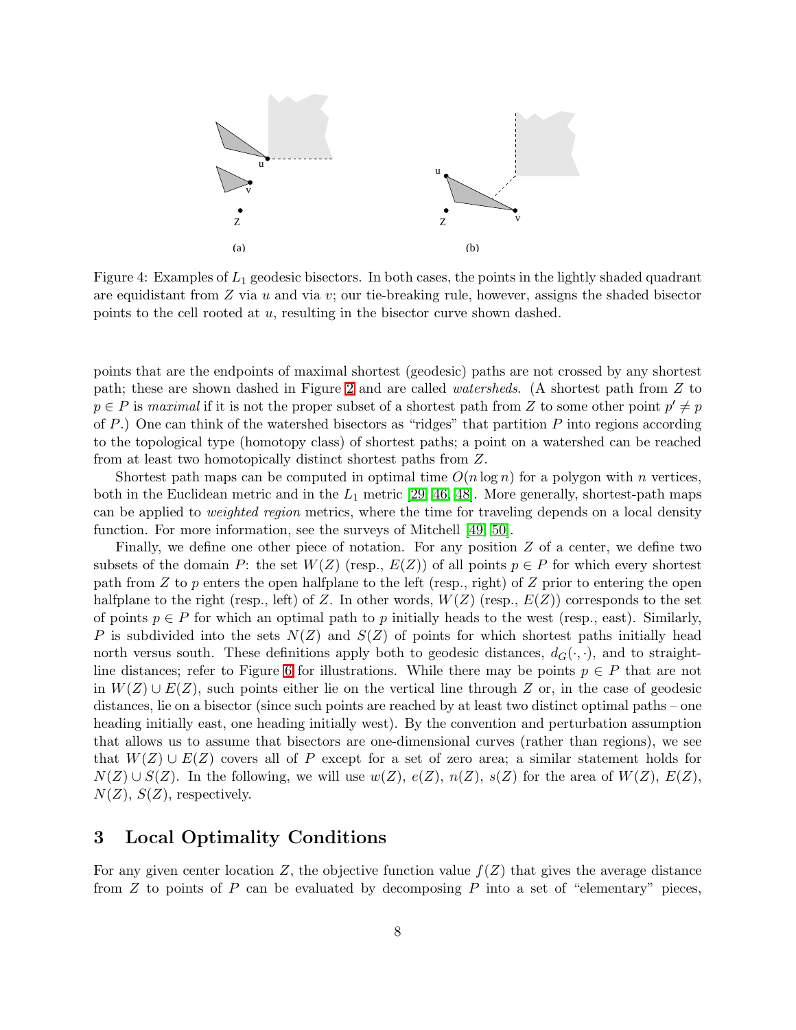Figure 4: Examples of $L_1$ geodesic bisectors. In both cases, the points in the lightly shaded quadrant are equidistant from $Z$ via $u$ and via $v$; our tie-breaking rule, however, assigns the shaded bisector points to the cell rooted at $u$, resulting in the bisector curve shown dashed.

points that are the endpoints of maximal shortest (geodesic) paths are not crossed by any shortest path; these are shown dashed in Figure 2 and are called *watersheds*. (A shortest path from $Z$ to $p \in P$ is *maximal* if it is not the proper subset of a shortest path from $Z$ to some other point $p' \neq p$ of $P$.) One can think of the watershed bisectors as "ridges" that partition $P$ into regions according to the topological type (homotopy class) of shortest paths; a point on a watershed can be reached from at least two homotopically distinct shortest paths from $Z$.

Shortest path maps can be computed in optimal time $O(n \log n)$ for a polygon with $n$ vertices, both in the Euclidean metric and in the $L_1$ metric [29, 46, 48]. More generally, shortest-path maps can be applied to *weighted region* metrics, where the time for traveling depends on a local density function. For more information, see the surveys of Mitchell [49, 50].

Finally, we define one other piece of notation. For any position $Z$ of a center, we define two subsets of the domain $P$: the set $W(Z)$ (resp., $E(Z)$) of all points $p \in P$ for which every shortest path from $Z$ to $p$ enters the open halfplane to the left (resp., right) of $Z$ prior to entering the open halfplane to the right (resp., left) of $Z$. In other words, $W(Z)$ (resp., $E(Z)$) corresponds to the set of points $p \in P$ for which an optimal path to $p$ initially heads to the west (resp., east). Similarly, $P$ is subdivided into the sets $N(Z)$ and $S(Z)$ of points for which shortest paths initially head north versus south. These definitions apply both to geodesic distances, $d_G(\cdot, \cdot)$, and to straight-line distances; refer to Figure 6 for illustrations. While there may be points $p \in P$ that are not in $W(Z) \cup E(Z)$, such points either lie on the vertical line through $Z$ or, in the case of geodesic distances, lie on a bisector (since such points are reached by at least two distinct optimal paths – one heading initially east, one heading initially west). By the convention and perturbation assumption that allows us to assume that bisectors are one-dimensional curves (rather than regions), we see that $W(Z) \cup E(Z)$ covers all of $P$ except for a set of zero area; a similar statement holds for $N(Z) \cup S(Z)$. In the following, we will use $w(Z)$, $e(Z)$, $n(Z)$, $s(Z)$ for the area of $W(Z)$, $E(Z)$, $N(Z)$, $S(Z)$, respectively.

## 3 Local Optimality Conditions

For any given center location $Z$, the objective function value $f(Z)$ that gives the average distance from $Z$ to points of $P$ can be evaluated by decomposing $P$ into a set of "elementary" pieces,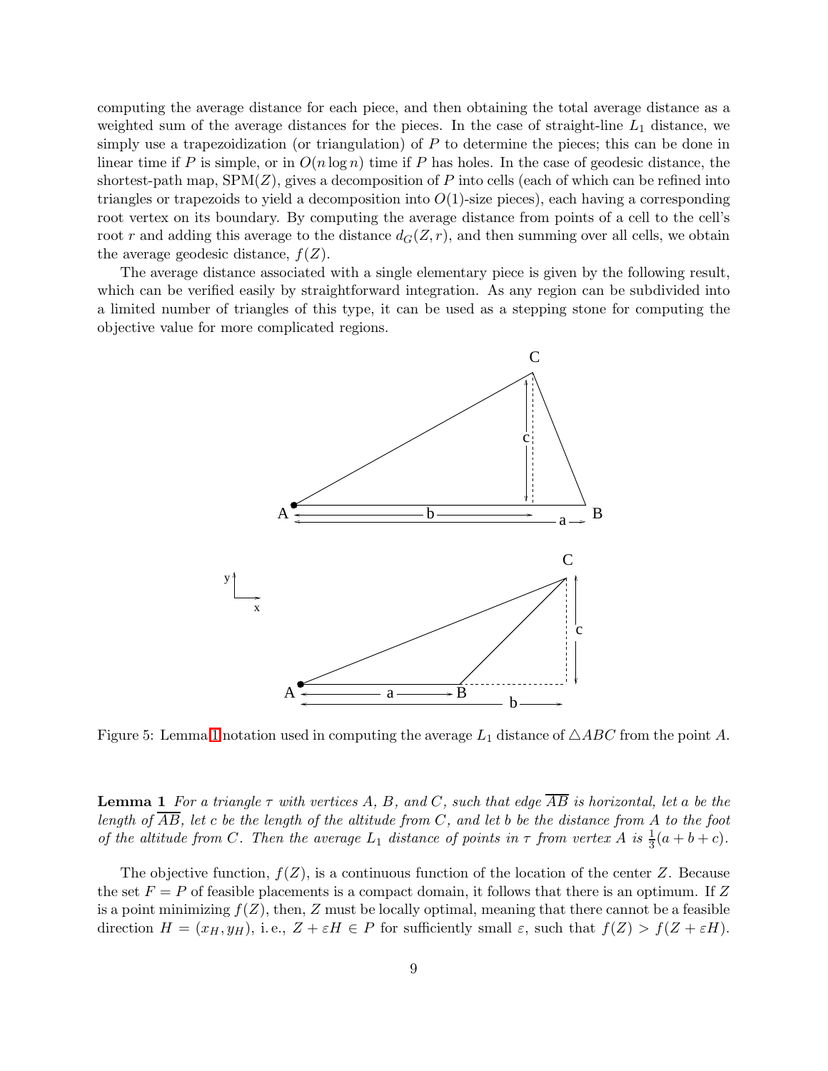computing the average distance for each piece, and then obtaining the total average distance as a weighted sum of the average distances for the pieces. In the case of straight-line $L_1$ distance, we simply use a trapezoidization (or triangulation) of $P$ to determine the pieces; this can be done in linear time if $P$ is simple, or in $O(n \log n)$ time if $P$ has holes. In the case of geodesic distance, the shortest-path map, SPM($Z$), gives a decomposition of $P$ into cells (each of which can be refined into triangles or trapezoids to yield a decomposition into $O(1)$-size pieces), each having a corresponding root vertex on its boundary. By computing the average distance from points of a cell to the cell's root $r$ and adding this average to the distance $d_G(Z, r)$, and then summing over all cells, we obtain the average geodesic distance, $f(Z)$.

The average distance associated with a single elementary piece is given by the following result, which can be verified easily by straightforward integration. As any region can be subdivided into a limited number of triangles of this type, it can be used as a stepping stone for computing the objective value for more complicated regions.

Figure 5: Lemma 1 notation used in computing the average $L_1$ distance of $\triangle ABC$ from the point $A$.

**Lemma 1** *For a triangle $\tau$ with vertices $A$, $B$, and $C$, such that edge $\overline{AB}$ is horizontal, let $a$ be the length of $\overline{AB}$, let $c$ be the length of the altitude from $C$, and let $b$ be the distance from $A$ to the foot of the altitude from $C$. Then the average $L_1$ distance of points in $\tau$ from vertex $A$ is $\frac{1}{3}(a + b + c)$.*

The objective function, $f(Z)$, is a continuous function of the location of the center $Z$. Because the set $F = P$ of feasible placements is a compact domain, it follows that there is an optimum. If $Z$ is a point minimizing $f(Z)$, then, $Z$ must be locally optimal, meaning that there cannot be a feasible direction $H = (x_H, y_H)$, i.e., $Z + \varepsilon H \in P$ for sufficiently small $\varepsilon$, such that $f(Z) > f(Z + \varepsilon H)$.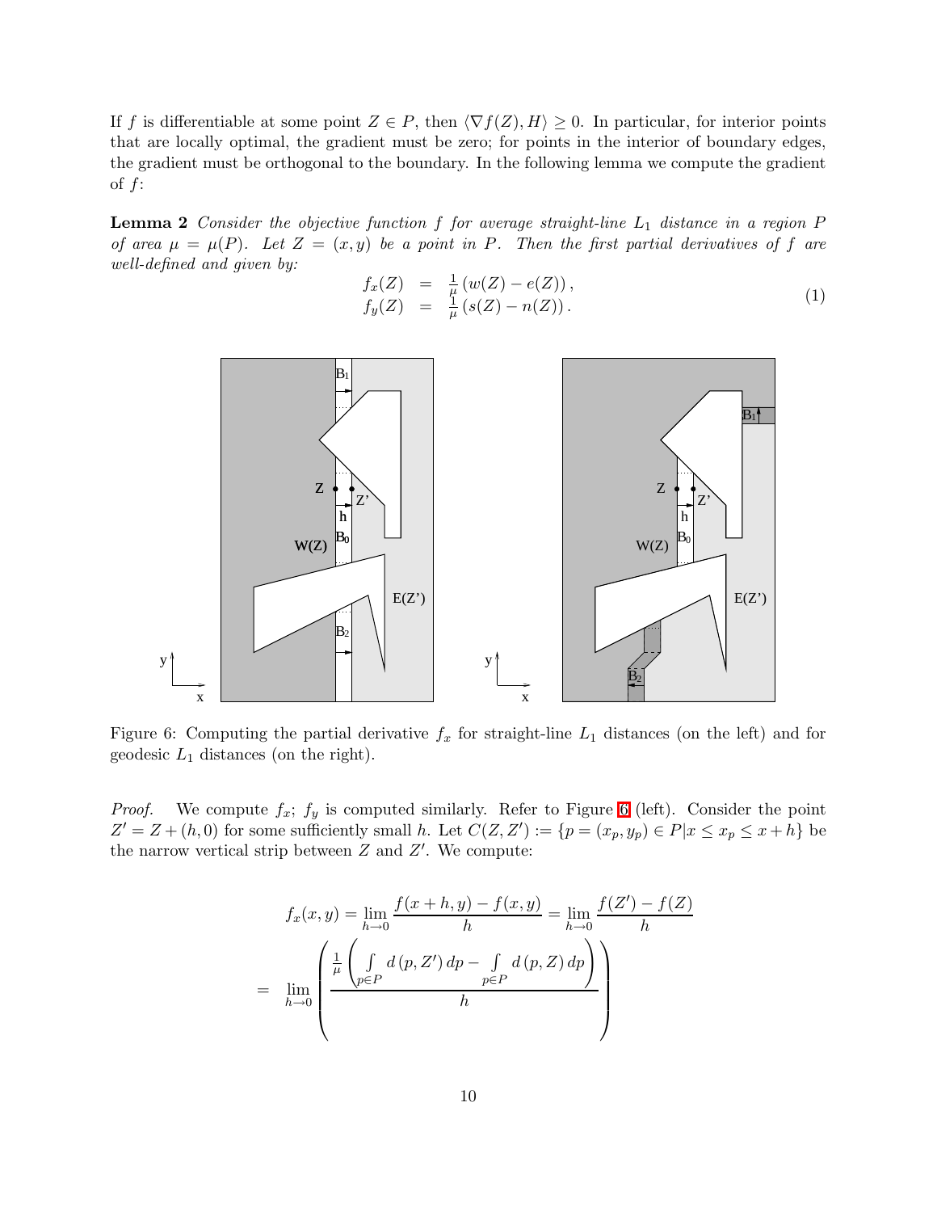If $f$ is differentiable at some point $Z \in P$, then $\langle \nabla f(Z), H \rangle \geq 0$. In particular, for interior points that are locally optimal, the gradient must be zero; for points in the interior of boundary edges, the gradient must be orthogonal to the boundary. In the following lemma we compute the gradient of $f$:

**Lemma 2** *Consider the objective function $f$ for average straight-line $L_1$ distance in a region $P$ of area $\mu = \mu(P)$. Let $Z = (x, y)$ be a point in $P$. Then the first partial derivatives of $f$ are well-defined and given by:*

$$
\begin{aligned}
f_x(Z) &= \tfrac{1}{\mu}\left(w(Z) - e(Z)\right), \\
f_y(Z) &= \tfrac{1}{\mu}\left(s(Z) - n(Z)\right).
\end{aligned}
\tag{1}
$$

Figure 6: Computing the partial derivative $f_x$ for straight-line $L_1$ distances (on the left) and for geodesic $L_1$ distances (on the right).

*Proof.* We compute $f_x$; $f_y$ is computed similarly. Refer to Figure 6 (left). Consider the point $Z' = Z + (h, 0)$ for some sufficiently small $h$. Let $C(Z, Z') := \{p = (x_p, y_p) \in P | x \leq x_p \leq x + h\}$ be the narrow vertical strip between $Z$ and $Z'$. We compute:

$$
f_x(x, y) = \lim_{h \to 0} \frac{f(x+h, y) - f(x, y)}{h} = \lim_{h \to 0} \frac{f(Z') - f(Z)}{h}
$$

$$
= \lim_{h \to 0} \left( \frac{\frac{1}{\mu}\left( \int\limits_{p \in P} d(p, Z')\, dp - \int\limits_{p \in P} d(p, Z)\, dp \right)}{h} \right)
$$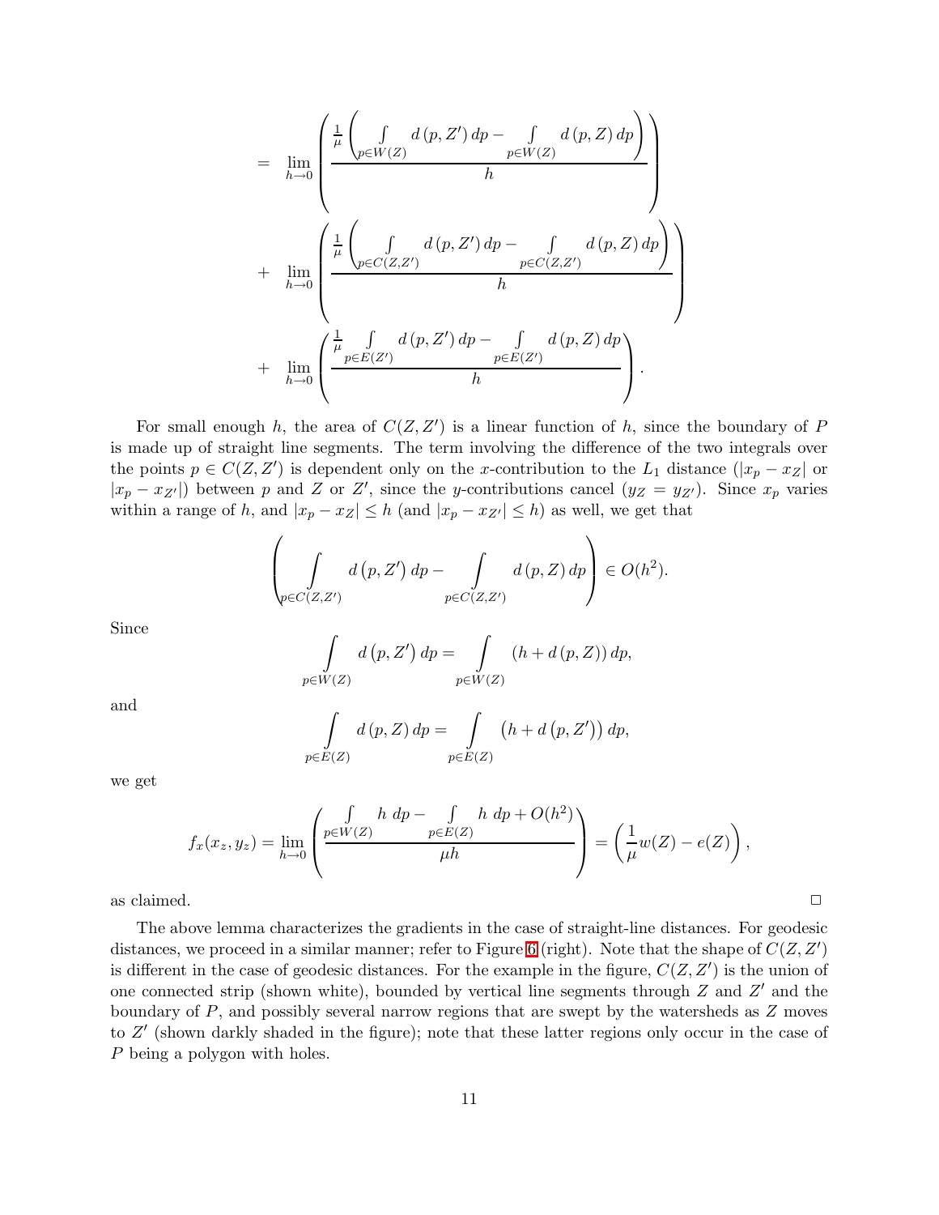$$
\begin{aligned}
= & \lim_{h\to 0}\left(\frac{\frac{1}{\mu}\left(\int\limits_{p\in W(Z)} d\left(p,Z'\right)dp - \int\limits_{p\in W(Z)} d\left(p,Z\right)dp\right)}{h}\right) \\
+ & \lim_{h\to 0}\left(\frac{\frac{1}{\mu}\left(\int\limits_{p\in C(Z,Z')} d\left(p,Z'\right)dp - \int\limits_{p\in C(Z,Z')} d\left(p,Z\right)dp\right)}{h}\right) \\
+ & \lim_{h\to 0}\left(\frac{\frac{1}{\mu}\int\limits_{p\in E(Z')} d\left(p,Z'\right)dp - \int\limits_{p\in E(Z')} d\left(p,Z\right)dp}{h}\right).
\end{aligned}
$$

For small enough $h$, the area of $C(Z, Z')$ is a linear function of $h$, since the boundary of $P$ is made up of straight line segments. The term involving the difference of the two integrals over the points $p \in C(Z, Z')$ is dependent only on the $x$-contribution to the $L_1$ distance ($|x_p - x_Z|$ or $|x_p - x_{Z'}|$) between $p$ and $Z$ or $Z'$, since the $y$-contributions cancel ($y_Z = y_{Z'}$). Since $x_p$ varies within a range of $h$, and $|x_p - x_Z| \leq h$ (and $|x_p - x_{Z'}| \leq h$) as well, we get that

$$
\left(\int\limits_{p\in C(Z,Z')} d\left(p,Z'\right)dp - \int\limits_{p\in C(Z,Z')} d\left(p,Z\right)dp\right) \in O(h^2).
$$

Since

$$
\int\limits_{p\in W(Z)} d\left(p,Z'\right)dp = \int\limits_{p\in W(Z)} \left(h + d\left(p,Z\right)\right)dp,
$$

and

$$
\int\limits_{p\in E(Z)} d\left(p,Z\right)dp = \int\limits_{p\in E(Z)} \left(h + d\left(p,Z'\right)\right)dp,
$$

we get

$$
f_x(x_z, y_z) = \lim_{h\to 0}\left(\frac{\int\limits_{p\in W(Z)} h\ dp - \int\limits_{p\in E(Z)} h\ dp + O(h^2)}{\mu h}\right) = \left(\frac{1}{\mu}w(Z) - e(Z)\right),
$$

as claimed. $\square$

The above lemma characterizes the gradients in the case of straight-line distances. For geodesic distances, we proceed in a similar manner; refer to Figure 6 (right). Note that the shape of $C(Z, Z')$ is different in the case of geodesic distances. For the example in the figure, $C(Z, Z')$ is the union of one connected strip (shown white), bounded by vertical line segments through $Z$ and $Z'$ and the boundary of $P$, and possibly several narrow regions that are swept by the watersheds as $Z$ moves to $Z'$ (shown darkly shaded in the figure); note that these latter regions only occur in the case of $P$ being a polygon with holes.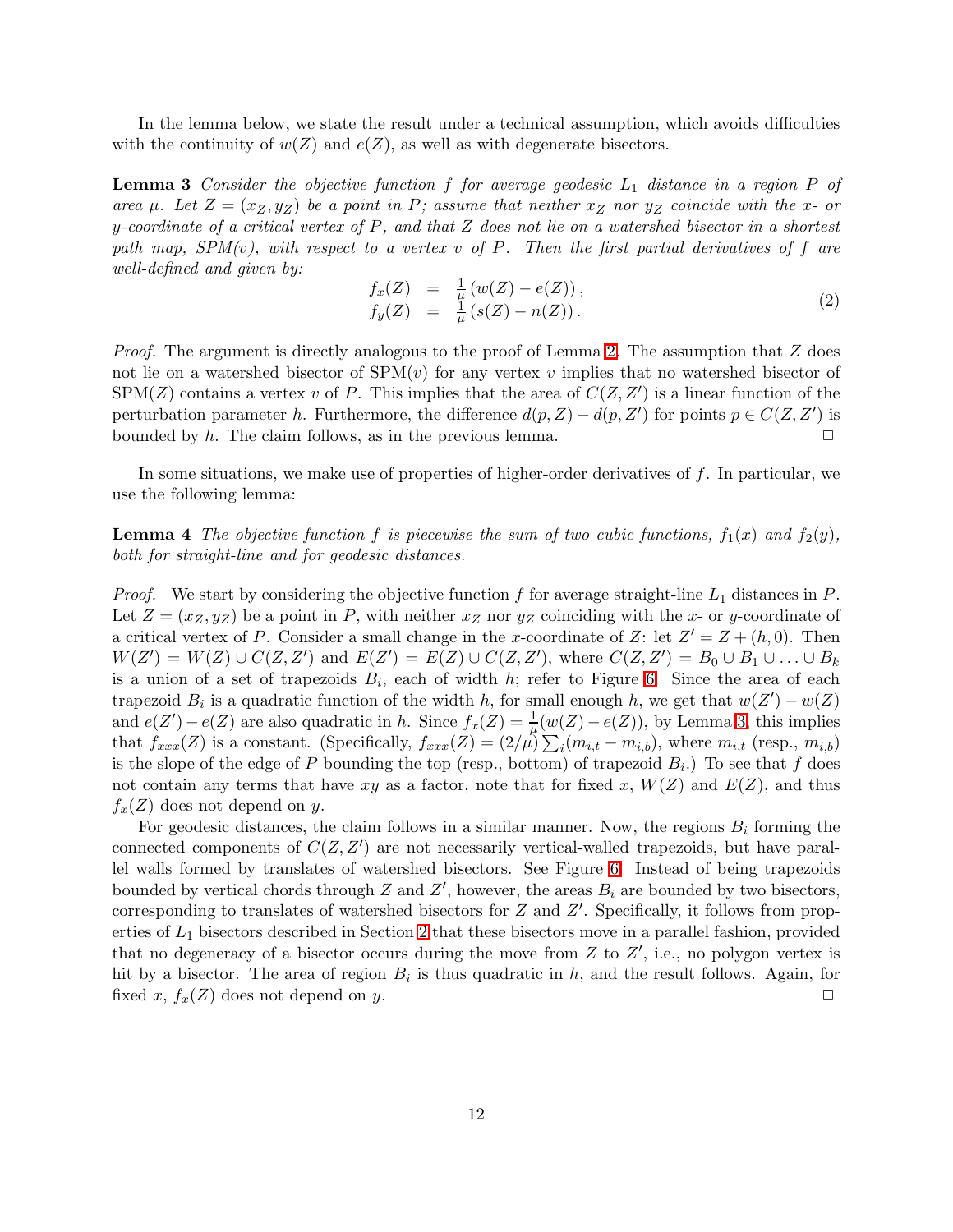In the lemma below, we state the result under a technical assumption, which avoids difficulties with the continuity of $w(Z)$ and $e(Z)$, as well as with degenerate bisectors.

**Lemma 3** *Consider the objective function $f$ for average geodesic $L_1$ distance in a region $P$ of area $\mu$. Let $Z = (x_Z, y_Z)$ be a point in $P$; assume that neither $x_Z$ nor $y_Z$ coincide with the $x$- or $y$-coordinate of a critical vertex of $P$, and that $Z$ does not lie on a watershed bisector in a shortest path map, $SPM(v)$, with respect to a vertex $v$ of $P$. Then the first partial derivatives of $f$ are well-defined and given by:*

$$
\begin{aligned}
f_x(Z) &= \frac{1}{\mu}\left(w(Z) - e(Z)\right), \\
f_y(Z) &= \frac{1}{\mu}\left(s(Z) - n(Z)\right).
\end{aligned}
\tag{2}
$$

*Proof.* The argument is directly analogous to the proof of Lemma 2. The assumption that $Z$ does not lie on a watershed bisector of $\mathrm{SPM}(v)$ for any vertex $v$ implies that no watershed bisector of $\mathrm{SPM}(Z)$ contains a vertex $v$ of $P$. This implies that the area of $C(Z, Z')$ is a linear function of the perturbation parameter $h$. Furthermore, the difference $d(p, Z) - d(p, Z')$ for points $p \in C(Z, Z')$ is bounded by $h$. The claim follows, as in the previous lemma. □

In some situations, we make use of properties of higher-order derivatives of $f$. In particular, we use the following lemma:

**Lemma 4** *The objective function $f$ is piecewise the sum of two cubic functions, $f_1(x)$ and $f_2(y)$, both for straight-line and for geodesic distances.*

*Proof.* We start by considering the objective function $f$ for average straight-line $L_1$ distances in $P$. Let $Z = (x_Z, y_Z)$ be a point in $P$, with neither $x_Z$ nor $y_Z$ coinciding with the $x$- or $y$-coordinate of a critical vertex of $P$. Consider a small change in the $x$-coordinate of $Z$: let $Z' = Z + (h, 0)$. Then $W(Z') = W(Z) \cup C(Z, Z')$ and $E(Z') = E(Z) \cup C(Z, Z')$, where $C(Z, Z') = B_0 \cup B_1 \cup \ldots \cup B_k$ is a union of a set of trapezoids $B_i$, each of width $h$; refer to Figure 6. Since the area of each trapezoid $B_i$ is a quadratic function of the width $h$, for small enough $h$, we get that $w(Z') - w(Z)$ and $e(Z') - e(Z)$ are also quadratic in $h$. Since $f_x(Z) = \frac{1}{\mu}(w(Z) - e(Z))$, by Lemma 3, this implies that $f_{xxx}(Z)$ is a constant. (Specifically, $f_{xxx}(Z) = (2/\mu)\sum_i (m_{i,t} - m_{i,b})$, where $m_{i,t}$ (resp., $m_{i,b}$) is the slope of the edge of $P$ bounding the top (resp., bottom) of trapezoid $B_i$.) To see that $f$ does not contain any terms that have $xy$ as a factor, note that for fixed $x$, $W(Z)$ and $E(Z)$, and thus $f_x(Z)$ does not depend on $y$.

For geodesic distances, the claim follows in a similar manner. Now, the regions $B_i$ forming the connected components of $C(Z, Z')$ are not necessarily vertical-walled trapezoids, but have parallel walls formed by translates of watershed bisectors. See Figure 6. Instead of being trapezoids bounded by vertical chords through $Z$ and $Z'$, however, the areas $B_i$ are bounded by two bisectors, corresponding to translates of watershed bisectors for $Z$ and $Z'$. Specifically, it follows from properties of $L_1$ bisectors described in Section 2 that these bisectors move in a parallel fashion, provided that no degeneracy of a bisector occurs during the move from $Z$ to $Z'$, i.e., no polygon vertex is hit by a bisector. The area of region $B_i$ is thus quadratic in $h$, and the result follows. Again, for fixed $x$, $f_x(Z)$ does not depend on $y$. □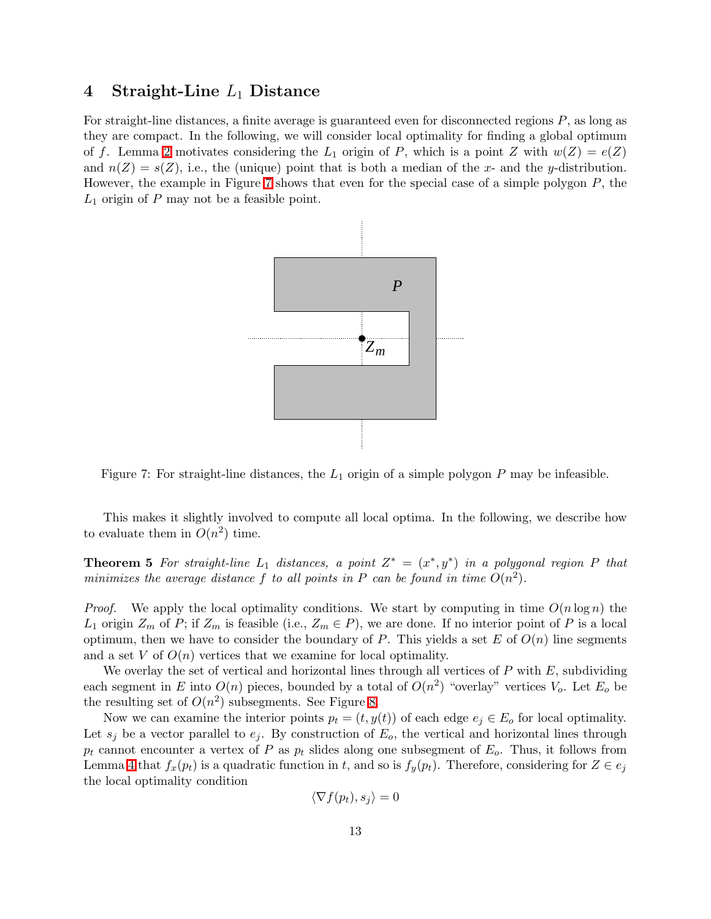## 4 Straight-Line $L_1$ Distance

For straight-line distances, a finite average is guaranteed even for disconnected regions $P$, as long as they are compact. In the following, we will consider local optimality for finding a global optimum of $f$. Lemma 2 motivates considering the $L_1$ origin of $P$, which is a point $Z$ with $w(Z) = e(Z)$ and $n(Z) = s(Z)$, i.e., the (unique) point that is both a median of the $x$- and the $y$-distribution. However, the example in Figure 7 shows that even for the special case of a simple polygon $P$, the $L_1$ origin of $P$ may not be a feasible point.

Figure 7: For straight-line distances, the $L_1$ origin of a simple polygon $P$ may be infeasible.

This makes it slightly involved to compute all local optima. In the following, we describe how to evaluate them in $O(n^2)$ time.

**Theorem 5** *For straight-line $L_1$ distances, a point $Z^* = (x^*, y^*)$ in a polygonal region $P$ that minimizes the average distance $f$ to all points in $P$ can be found in time $O(n^2)$.*

*Proof.* We apply the local optimality conditions. We start by computing in time $O(n \log n)$ the $L_1$ origin $Z_m$ of $P$; if $Z_m$ is feasible (i.e., $Z_m \in P$), we are done. If no interior point of $P$ is a local optimum, then we have to consider the boundary of $P$. This yields a set $E$ of $O(n)$ line segments and a set $V$ of $O(n)$ vertices that we examine for local optimality.

We overlay the set of vertical and horizontal lines through all vertices of $P$ with $E$, subdividing each segment in $E$ into $O(n)$ pieces, bounded by a total of $O(n^2)$ "overlay" vertices $V_o$. Let $E_o$ be the resulting set of $O(n^2)$ subsegments. See Figure 8.

Now we can examine the interior points $p_t = (t, y(t))$ of each edge $e_j \in E_o$ for local optimality. Let $s_j$ be a vector parallel to $e_j$. By construction of $E_o$, the vertical and horizontal lines through $p_t$ cannot encounter a vertex of $P$ as $p_t$ slides along one subsegment of $E_o$. Thus, it follows from Lemma 4 that $f_x(p_t)$ is a quadratic function in $t$, and so is $f_y(p_t)$. Therefore, considering for $Z \in e_j$ the local optimality condition

$$\langle \nabla f(p_t), s_j \rangle = 0$$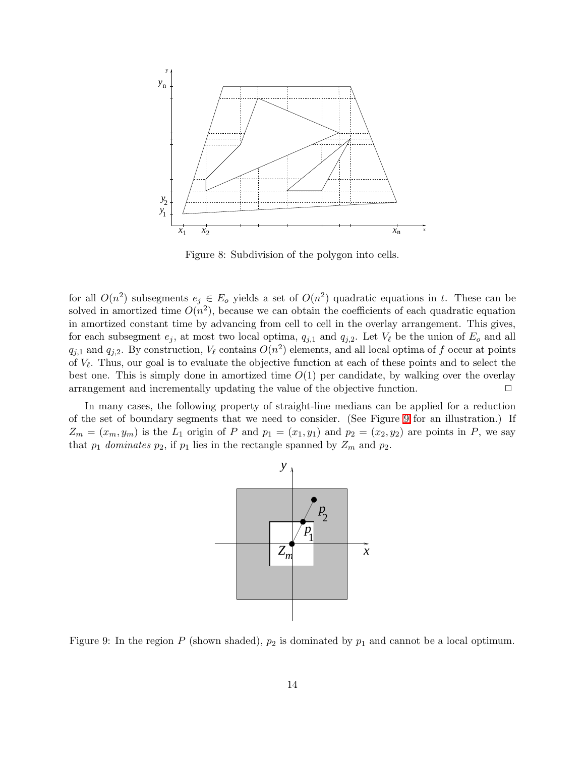Figure 8: Subdivision of the polygon into cells.

for all $O(n^2)$ subsegments $e_j \in E_o$ yields a set of $O(n^2)$ quadratic equations in $t$. These can be solved in amortized time $O(n^2)$, because we can obtain the coefficients of each quadratic equation in amortized constant time by advancing from cell to cell in the overlay arrangement. This gives, for each subsegment $e_j$, at most two local optima, $q_{j,1}$ and $q_{j,2}$. Let $V_\ell$ be the union of $E_o$ and all $q_{j,1}$ and $q_{j,2}$. By construction, $V_\ell$ contains $O(n^2)$ elements, and all local optima of $f$ occur at points of $V_\ell$. Thus, our goal is to evaluate the objective function at each of these points and to select the best one. This is simply done in amortized time $O(1)$ per candidate, by walking over the overlay arrangement and incrementally updating the value of the objective function. □

In many cases, the following property of straight-line medians can be applied for a reduction of the set of boundary segments that we need to consider. (See Figure 9 for an illustration.) If $Z_m = (x_m, y_m)$ is the $L_1$ origin of $P$ and $p_1 = (x_1, y_1)$ and $p_2 = (x_2, y_2)$ are points in $P$, we say that $p_1$ *dominates* $p_2$, if $p_1$ lies in the rectangle spanned by $Z_m$ and $p_2$.

Figure 9: In the region $P$ (shown shaded), $p_2$ is dominated by $p_1$ and cannot be a local optimum.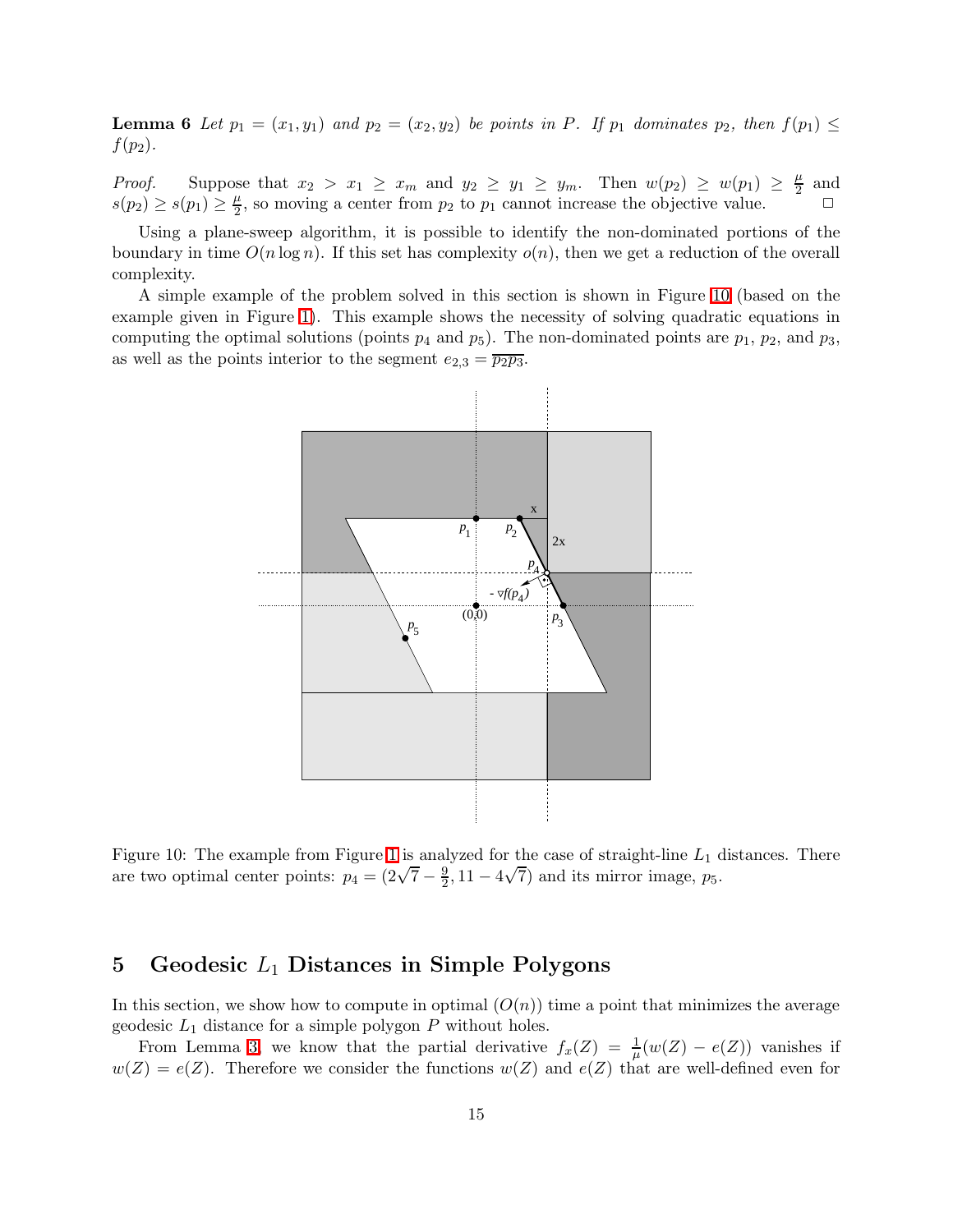**Lemma 6** *Let $p_1 = (x_1, y_1)$ and $p_2 = (x_2, y_2)$ be points in $P$. If $p_1$ dominates $p_2$, then $f(p_1) \leq f(p_2)$.*

*Proof.* Suppose that $x_2 > x_1 \geq x_m$ and $y_2 \geq y_1 \geq y_m$. Then $w(p_2) \geq w(p_1) \geq \frac{\mu}{2}$ and $s(p_2) \geq s(p_1) \geq \frac{\mu}{2}$, so moving a center from $p_2$ to $p_1$ cannot increase the objective value. □

Using a plane-sweep algorithm, it is possible to identify the non-dominated portions of the boundary in time $O(n \log n)$. If this set has complexity $o(n)$, then we get a reduction of the overall complexity.

A simple example of the problem solved in this section is shown in Figure 10 (based on the example given in Figure 1). This example shows the necessity of solving quadratic equations in computing the optimal solutions (points $p_4$ and $p_5$). The non-dominated points are $p_1$, $p_2$, and $p_3$, as well as the points interior to the segment $e_{2,3} = \overline{p_2 p_3}$.

Figure 10: The example from Figure 1 is analyzed for the case of straight-line $L_1$ distances. There are two optimal center points: $p_4 = (2\sqrt{7} - \frac{9}{2}, 11 - 4\sqrt{7})$ and its mirror image, $p_5$.

## 5 Geodesic $L_1$ Distances in Simple Polygons

In this section, we show how to compute in optimal ($O(n)$) time a point that minimizes the average geodesic $L_1$ distance for a simple polygon $P$ without holes.

From Lemma 3, we know that the partial derivative $f_x(Z) = \frac{1}{\mu}(w(Z) - e(Z))$ vanishes if $w(Z) = e(Z)$. Therefore we consider the functions $w(Z)$ and $e(Z)$ that are well-defined even for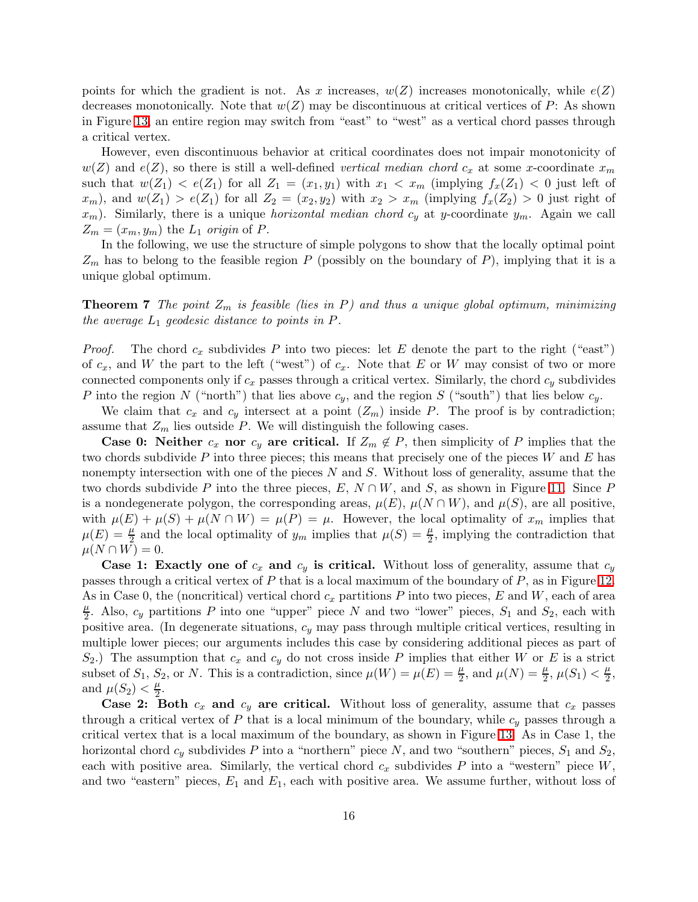points for which the gradient is not. As $x$ increases, $w(Z)$ increases monotonically, while $e(Z)$ decreases monotonically. Note that $w(Z)$ may be discontinuous at critical vertices of $P$: As shown in Figure 13, an entire region may switch from "east" to "west" as a vertical chord passes through a critical vertex.

However, even discontinuous behavior at critical coordinates does not impair monotonicity of $w(Z)$ and $e(Z)$, so there is still a well-defined *vertical median chord* $c_x$ at some $x$-coordinate $x_m$ such that $w(Z_1) < e(Z_1)$ for all $Z_1 = (x_1, y_1)$ with $x_1 < x_m$ (implying $f_x(Z_1) < 0$ just left of $x_m$), and $w(Z_1) > e(Z_1)$ for all $Z_2 = (x_2, y_2)$ with $x_2 > x_m$ (implying $f_x(Z_2) > 0$ just right of $x_m$). Similarly, there is a unique *horizontal median chord* $c_y$ at $y$-coordinate $y_m$. Again we call $Z_m = (x_m, y_m)$ the $L_1$ *origin* of $P$.

In the following, we use the structure of simple polygons to show that the locally optimal point $Z_m$ has to belong to the feasible region $P$ (possibly on the boundary of $P$), implying that it is a unique global optimum.

**Theorem 7** *The point $Z_m$ is feasible (lies in $P$) and thus a unique global optimum, minimizing the average $L_1$ geodesic distance to points in $P$.*

*Proof.* The chord $c_x$ subdivides $P$ into two pieces: let $E$ denote the part to the right ("east") of $c_x$, and $W$ the part to the left ("west") of $c_x$. Note that $E$ or $W$ may consist of two or more connected components only if $c_x$ passes through a critical vertex. Similarly, the chord $c_y$ subdivides $P$ into the region $N$ ("north") that lies above $c_y$, and the region $S$ ("south") that lies below $c_y$.

We claim that $c_x$ and $c_y$ intersect at a point ($Z_m$) inside $P$. The proof is by contradiction; assume that $Z_m$ lies outside $P$. We will distinguish the following cases.

**Case 0: Neither $c_x$ nor $c_y$ are critical.** If $Z_m \notin P$, then simplicity of $P$ implies that the two chords subdivide $P$ into three pieces; this means that precisely one of the pieces $W$ and $E$ has nonempty intersection with one of the pieces $N$ and $S$. Without loss of generality, assume that the two chords subdivide $P$ into the three pieces, $E$, $N \cap W$, and $S$, as shown in Figure 11. Since $P$ is a nondegenerate polygon, the corresponding areas, $\mu(E)$, $\mu(N \cap W)$, and $\mu(S)$, are all positive, with $\mu(E) + \mu(S) + \mu(N \cap W) = \mu(P) = \mu$. However, the local optimality of $x_m$ implies that $\mu(E) = \frac{\mu}{2}$ and the local optimality of $y_m$ implies that $\mu(S) = \frac{\mu}{2}$, implying the contradiction that $\mu(N \cap W) = 0$.

**Case 1: Exactly one of $c_x$ and $c_y$ is critical.** Without loss of generality, assume that $c_y$ passes through a critical vertex of $P$ that is a local maximum of the boundary of $P$, as in Figure 12. As in Case 0, the (noncritical) vertical chord $c_x$ partitions $P$ into two pieces, $E$ and $W$, each of area $\frac{\mu}{2}$. Also, $c_y$ partitions $P$ into one "upper" piece $N$ and two "lower" pieces, $S_1$ and $S_2$, each with positive area. (In degenerate situations, $c_y$ may pass through multiple critical vertices, resulting in multiple lower pieces; our arguments includes this case by considering additional pieces as part of $S_2$.) The assumption that $c_x$ and $c_y$ do not cross inside $P$ implies that either $W$ or $E$ is a strict subset of $S_1$, $S_2$, or $N$. This is a contradiction, since $\mu(W) = \mu(E) = \frac{\mu}{2}$, and $\mu(N) = \frac{\mu}{2}$, $\mu(S_1) < \frac{\mu}{2}$, and $\mu(S_2) < \frac{\mu}{2}$.

**Case 2: Both $c_x$ and $c_y$ are critical.** Without loss of generality, assume that $c_x$ passes through a critical vertex of $P$ that is a local minimum of the boundary, while $c_y$ passes through a critical vertex that is a local maximum of the boundary, as shown in Figure 13. As in Case 1, the horizontal chord $c_y$ subdivides $P$ into a "northern" piece $N$, and two "southern" pieces, $S_1$ and $S_2$, each with positive area. Similarly, the vertical chord $c_x$ subdivides $P$ into a "western" piece $W$, and two "eastern" pieces, $E_1$ and $E_1$, each with positive area. We assume further, without loss of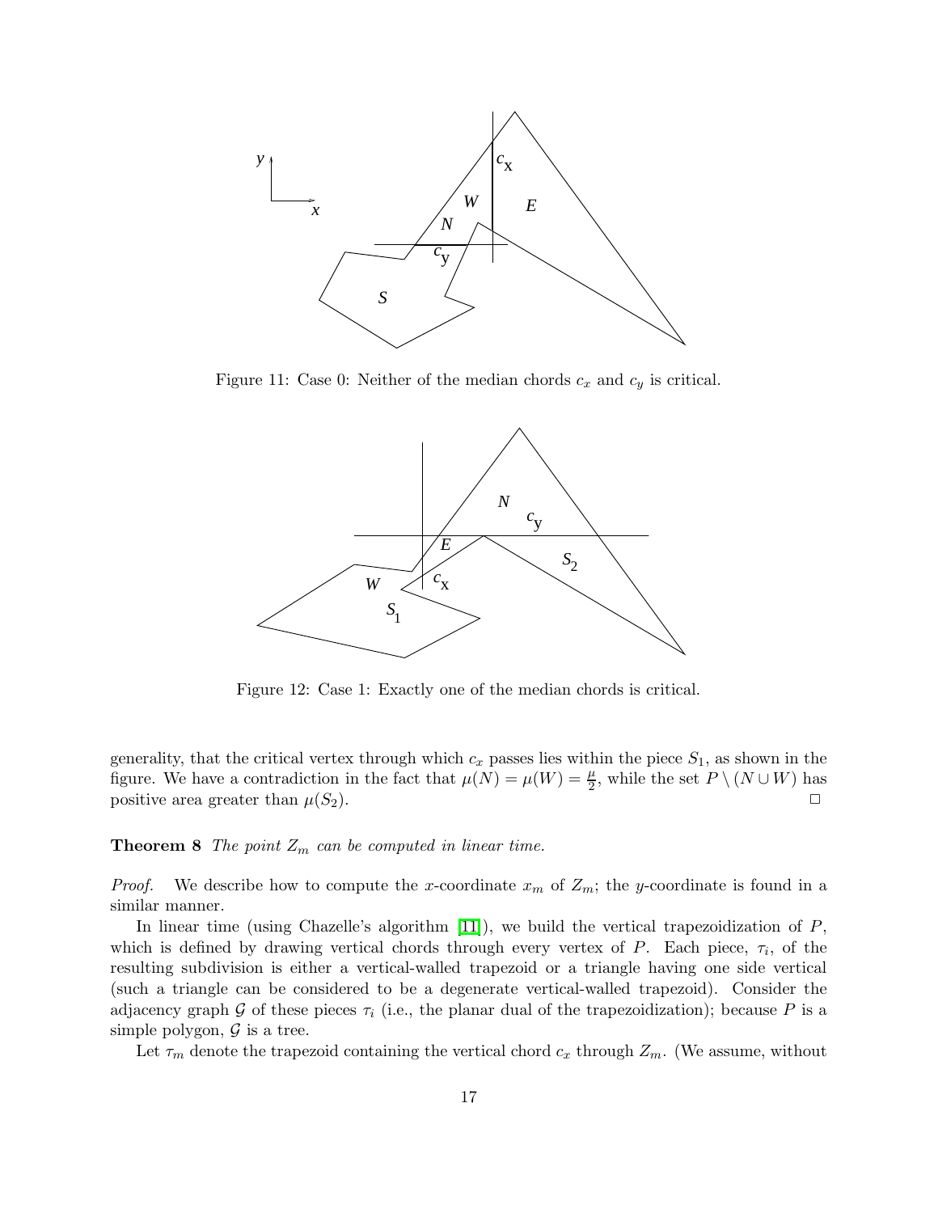Figure 11: Case 0: Neither of the median chords $c_x$ and $c_y$ is critical.

Figure 12: Case 1: Exactly one of the median chords is critical.

generality, that the critical vertex through which $c_x$ passes lies within the piece $S_1$, as shown in the figure. We have a contradiction in the fact that $\mu(N) = \mu(W) = \frac{\mu}{2}$, while the set $P \setminus (N \cup W)$ has positive area greater than $\mu(S_2)$. □

**Theorem 8** *The point $Z_m$ can be computed in linear time.*

*Proof.* We describe how to compute the $x$-coordinate $x_m$ of $Z_m$; the $y$-coordinate is found in a similar manner.

In linear time (using Chazelle's algorithm [11]), we build the vertical trapezoidization of $P$, which is defined by drawing vertical chords through every vertex of $P$. Each piece, $\tau_i$, of the resulting subdivision is either a vertical-walled trapezoid or a triangle having one side vertical (such a triangle can be considered to be a degenerate vertical-walled trapezoid). Consider the adjacency graph $\mathcal{G}$ of these pieces $\tau_i$ (i.e., the planar dual of the trapezoidization); because $P$ is a simple polygon, $\mathcal{G}$ is a tree.

Let $\tau_m$ denote the trapezoid containing the vertical chord $c_x$ through $Z_m$. (We assume, without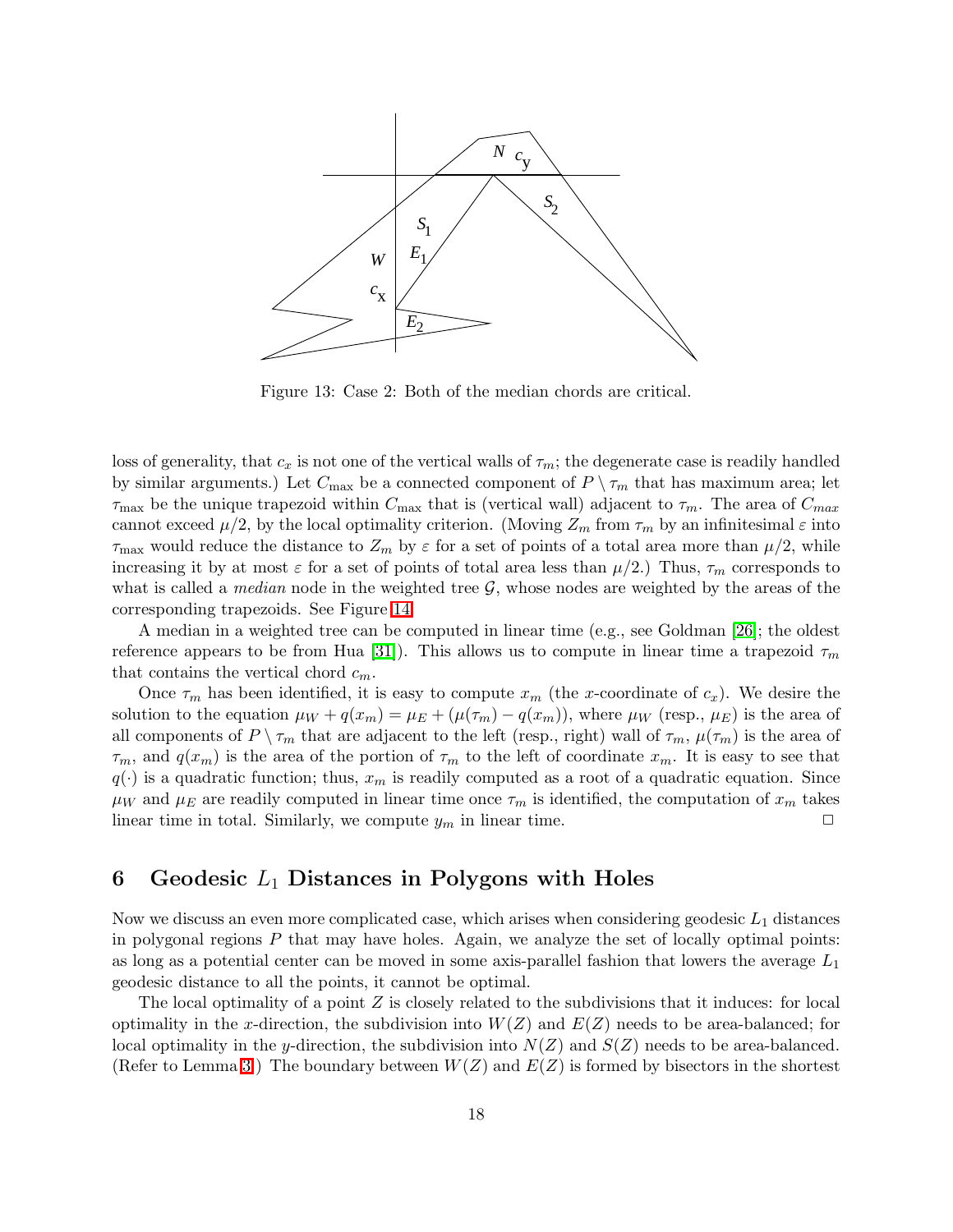Figure 13: Case 2: Both of the median chords are critical.

loss of generality, that $c_x$ is not one of the vertical walls of $\tau_m$; the degenerate case is readily handled by similar arguments.) Let $C_{\max}$ be a connected component of $P \setminus \tau_m$ that has maximum area; let $\tau_{\max}$ be the unique trapezoid within $C_{\max}$ that is (vertical wall) adjacent to $\tau_m$. The area of $C_{max}$ cannot exceed $\mu/2$, by the local optimality criterion. (Moving $Z_m$ from $\tau_m$ by an infinitesimal $\varepsilon$ into $\tau_{\max}$ would reduce the distance to $Z_m$ by $\varepsilon$ for a set of points of a total area more than $\mu/2$, while increasing it by at most $\varepsilon$ for a set of points of total area less than $\mu/2$.) Thus, $\tau_m$ corresponds to what is called a *median* node in the weighted tree $\mathcal{G}$, whose nodes are weighted by the areas of the corresponding trapezoids. See Figure 14.

A median in a weighted tree can be computed in linear time (e.g., see Goldman [26]; the oldest reference appears to be from Hua [31]). This allows us to compute in linear time a trapezoid $\tau_m$ that contains the vertical chord $c_m$.

Once $\tau_m$ has been identified, it is easy to compute $x_m$ (the $x$-coordinate of $c_x$). We desire the solution to the equation $\mu_W + q(x_m) = \mu_E + (\mu(\tau_m) - q(x_m))$, where $\mu_W$ (resp., $\mu_E$) is the area of all components of $P \setminus \tau_m$ that are adjacent to the left (resp., right) wall of $\tau_m$, $\mu(\tau_m)$ is the area of $\tau_m$, and $q(x_m)$ is the area of the portion of $\tau_m$ to the left of coordinate $x_m$. It is easy to see that $q(\cdot)$ is a quadratic function; thus, $x_m$ is readily computed as a root of a quadratic equation. Since $\mu_W$ and $\mu_E$ are readily computed in linear time once $\tau_m$ is identified, the computation of $x_m$ takes linear time in total. Similarly, we compute $y_m$ in linear time. □

## 6 Geodesic $L_1$ Distances in Polygons with Holes

Now we discuss an even more complicated case, which arises when considering geodesic $L_1$ distances in polygonal regions $P$ that may have holes. Again, we analyze the set of locally optimal points: as long as a potential center can be moved in some axis-parallel fashion that lowers the average $L_1$ geodesic distance to all the points, it cannot be optimal.

The local optimality of a point $Z$ is closely related to the subdivisions that it induces: for local optimality in the $x$-direction, the subdivision into $W(Z)$ and $E(Z)$ needs to be area-balanced; for local optimality in the $y$-direction, the subdivision into $N(Z)$ and $S(Z)$ needs to be area-balanced. (Refer to Lemma 3.) The boundary between $W(Z)$ and $E(Z)$ is formed by bisectors in the shortest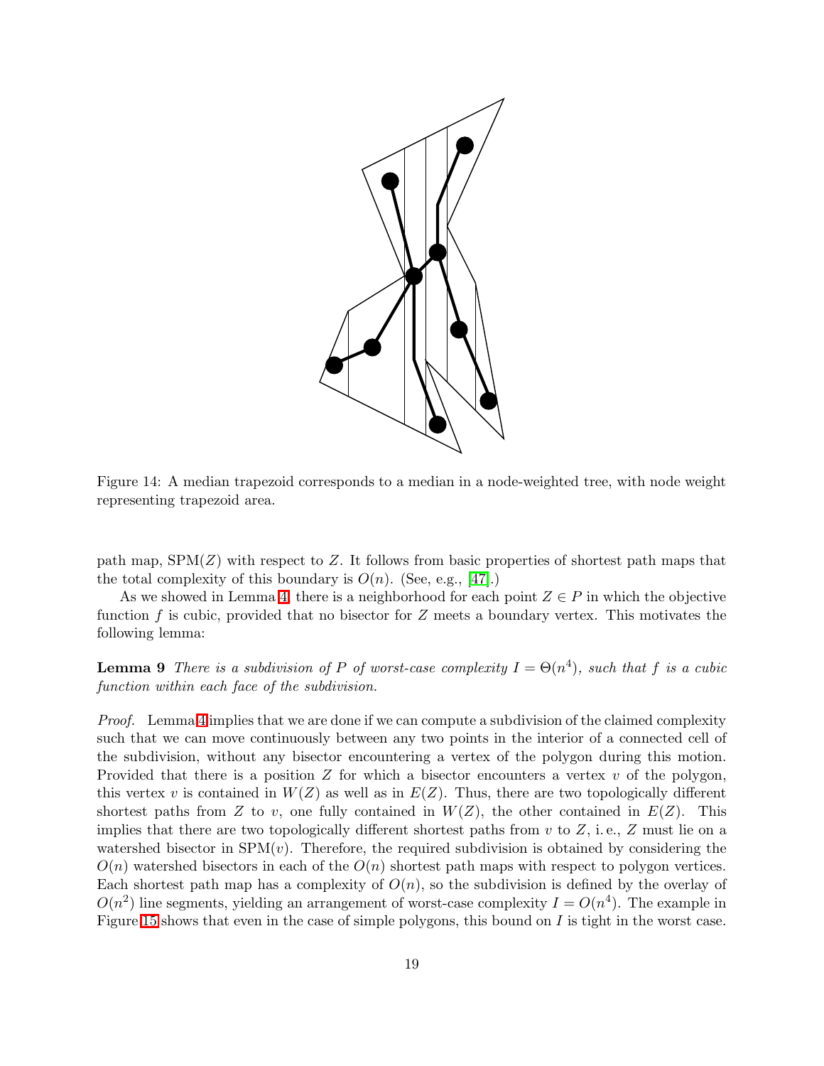Figure 14: A median trapezoid corresponds to a median in a node-weighted tree, with node weight representing trapezoid area.

path map, $\mathrm{SPM}(Z)$ with respect to $Z$. It follows from basic properties of shortest path maps that the total complexity of this boundary is $O(n)$. (See, e.g., [47].)

As we showed in Lemma 4, there is a neighborhood for each point $Z \in P$ in which the objective function $f$ is cubic, provided that no bisector for $Z$ meets a boundary vertex. This motivates the following lemma:

**Lemma 9** *There is a subdivision of $P$ of worst-case complexity $I = \Theta(n^4)$, such that $f$ is a cubic function within each face of the subdivision.*

*Proof.* Lemma 4 implies that we are done if we can compute a subdivision of the claimed complexity such that we can move continuously between any two points in the interior of a connected cell of the subdivision, without any bisector encountering a vertex of the polygon during this motion. Provided that there is a position $Z$ for which a bisector encounters a vertex $v$ of the polygon, this vertex $v$ is contained in $W(Z)$ as well as in $E(Z)$. Thus, there are two topologically different shortest paths from $Z$ to $v$, one fully contained in $W(Z)$, the other contained in $E(Z)$. This implies that there are two topologically different shortest paths from $v$ to $Z$, i. e., $Z$ must lie on a watershed bisector in $\mathrm{SPM}(v)$. Therefore, the required subdivision is obtained by considering the $O(n)$ watershed bisectors in each of the $O(n)$ shortest path maps with respect to polygon vertices. Each shortest path map has a complexity of $O(n)$, so the subdivision is defined by the overlay of $O(n^2)$ line segments, yielding an arrangement of worst-case complexity $I = O(n^4)$. The example in Figure 15 shows that even in the case of simple polygons, this bound on $I$ is tight in the worst case.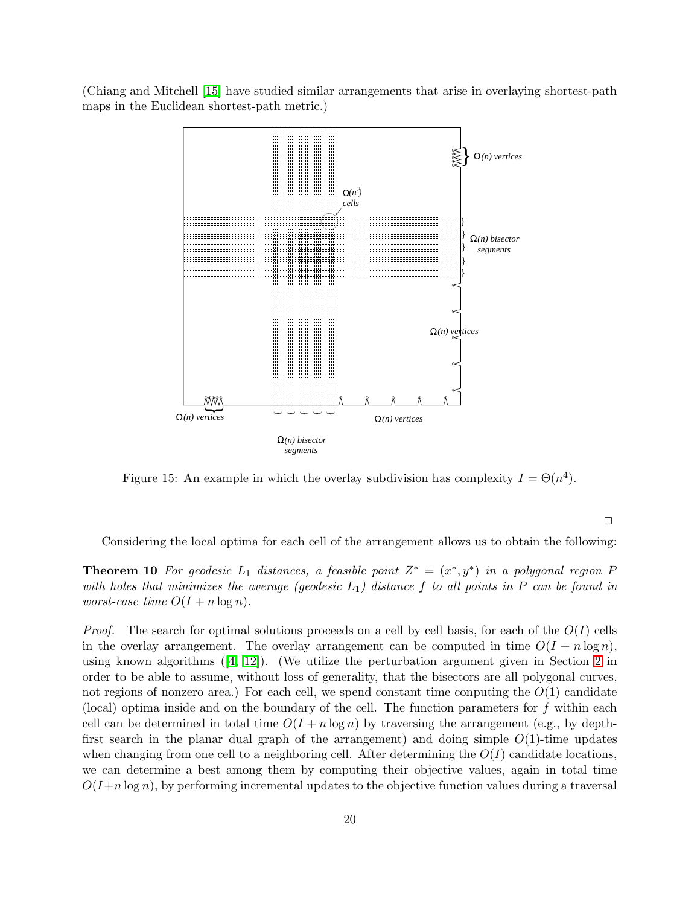(Chiang and Mitchell [15] have studied similar arrangements that arise in overlaying shortest-path maps in the Euclidean shortest-path metric.)

Figure 15: An example in which the overlay subdivision has complexity $I = \Theta(n^4)$.

□

Considering the local optima for each cell of the arrangement allows us to obtain the following:

**Theorem 10** *For geodesic $L_1$ distances, a feasible point $Z^* = (x^*, y^*)$ in a polygonal region $P$ with holes that minimizes the average (geodesic $L_1$) distance $f$ to all points in $P$ can be found in worst-case time $O(I + n \log n)$.*

*Proof.* The search for optimal solutions proceeds on a cell by cell basis, for each of the $O(I)$ cells in the overlay arrangement. The overlay arrangement can be computed in time $O(I + n \log n)$, using known algorithms ([4, 12]). (We utilize the perturbation argument given in Section 2 in order to be able to assume, without loss of generality, that the bisectors are all polygonal curves, not regions of nonzero area.) For each cell, we spend constant time conputing the $O(1)$ candidate (local) optima inside and on the boundary of the cell. The function parameters for $f$ within each cell can be determined in total time $O(I + n \log n)$ by traversing the arrangement (e.g., by depth-first search in the planar dual graph of the arrangement) and doing simple $O(1)$-time updates when changing from one cell to a neighboring cell. After determining the $O(I)$ candidate locations, we can determine a best among them by computing their objective values, again in total time $O(I+n \log n)$, by performing incremental updates to the objective function values during a traversal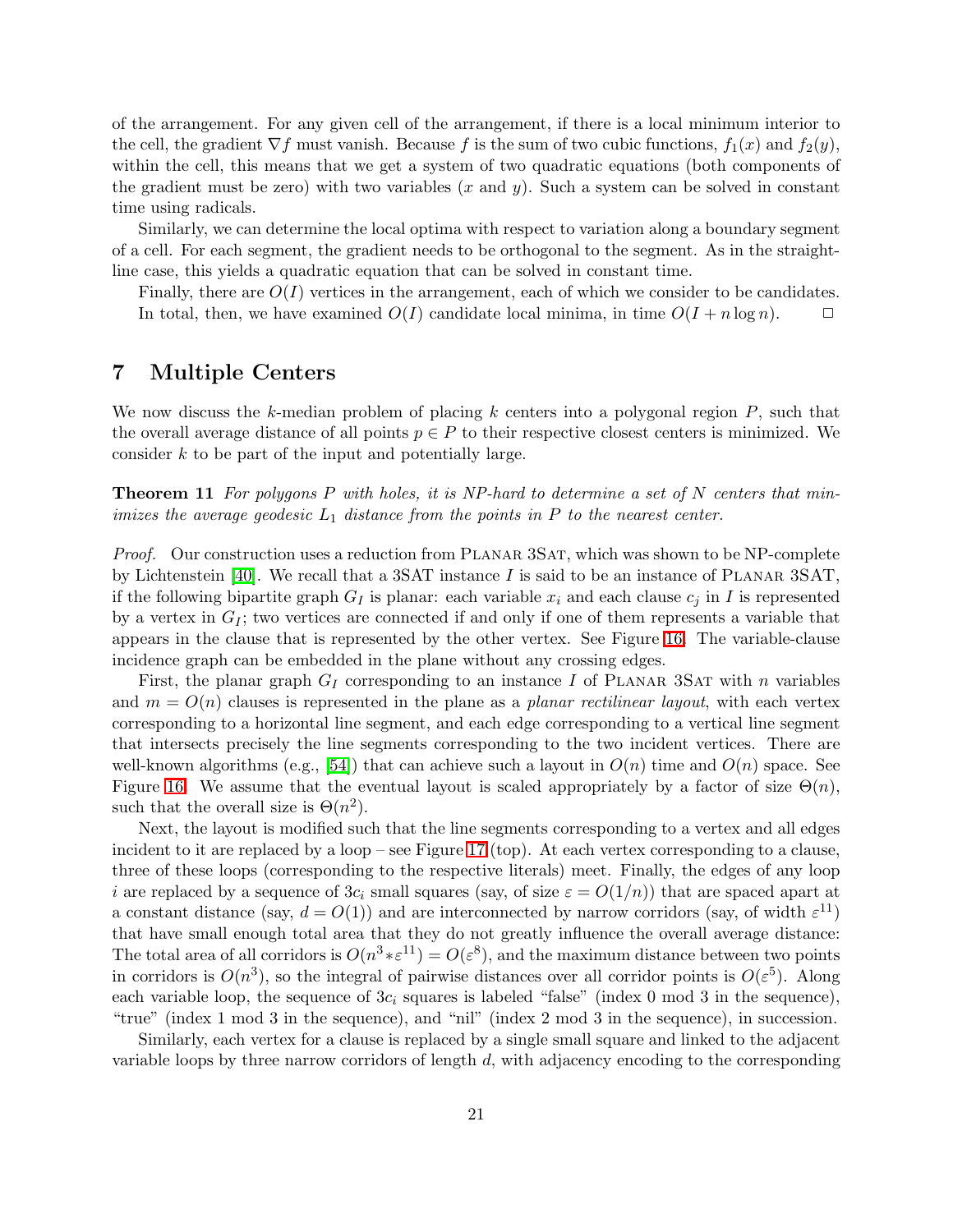of the arrangement. For any given cell of the arrangement, if there is a local minimum interior to the cell, the gradient $\nabla f$ must vanish. Because $f$ is the sum of two cubic functions, $f_1(x)$ and $f_2(y)$, within the cell, this means that we get a system of two quadratic equations (both components of the gradient must be zero) with two variables ($x$ and $y$). Such a system can be solved in constant time using radicals.

Similarly, we can determine the local optima with respect to variation along a boundary segment of a cell. For each segment, the gradient needs to be orthogonal to the segment. As in the straight-line case, this yields a quadratic equation that can be solved in constant time.

Finally, there are $O(I)$ vertices in the arrangement, each of which we consider to be candidates. In total, then, we have examined $O(I)$ candidate local minima, in time $O(I + n \log n)$. □

## 7 Multiple Centers

We now discuss the $k$-median problem of placing $k$ centers into a polygonal region $P$, such that the overall average distance of all points $p \in P$ to their respective closest centers is minimized. We consider $k$ to be part of the input and potentially large.

**Theorem 11** *For polygons $P$ with holes, it is NP-hard to determine a set of $N$ centers that minimizes the average geodesic $L_1$ distance from the points in $P$ to the nearest center.*

*Proof.* Our construction uses a reduction from Planar 3Sat, which was shown to be NP-complete by Lichtenstein [40]. We recall that a 3SAT instance $I$ is said to be an instance of Planar 3Sat, if the following bipartite graph $G_I$ is planar: each variable $x_i$ and each clause $c_j$ in $I$ is represented by a vertex in $G_I$; two vertices are connected if and only if one of them represents a variable that appears in the clause that is represented by the other vertex. See Figure 16. The variable-clause incidence graph can be embedded in the plane without any crossing edges.

First, the planar graph $G_I$ corresponding to an instance $I$ of Planar 3Sat with $n$ variables and $m = O(n)$ clauses is represented in the plane as a *planar rectilinear layout*, with each vertex corresponding to a horizontal line segment, and each edge corresponding to a vertical line segment that intersects precisely the line segments corresponding to the two incident vertices. There are well-known algorithms (e.g., [54]) that can achieve such a layout in $O(n)$ time and $O(n)$ space. See Figure 16. We assume that the eventual layout is scaled appropriately by a factor of size $\Theta(n)$, such that the overall size is $\Theta(n^2)$.

Next, the layout is modified such that the line segments corresponding to a vertex and all edges incident to it are replaced by a loop – see Figure 17 (top). At each vertex corresponding to a clause, three of these loops (corresponding to the respective literals) meet. Finally, the edges of any loop $i$ are replaced by a sequence of $3c_i$ small squares (say, of size $\varepsilon = O(1/n)$) that are spaced apart at a constant distance (say, $d = O(1)$) and are interconnected by narrow corridors (say, of width $\varepsilon^{11}$) that have small enough total area that they do not greatly influence the overall average distance: The total area of all corridors is $O(n^3 * \varepsilon^{11}) = O(\varepsilon^8)$, and the maximum distance between two points in corridors is $O(n^3)$, so the integral of pairwise distances over all corridor points is $O(\varepsilon^5)$. Along each variable loop, the sequence of $3c_i$ squares is labeled "false" (index 0 mod 3 in the sequence), "true" (index 1 mod 3 in the sequence), and "nil" (index 2 mod 3 in the sequence), in succession.

Similarly, each vertex for a clause is replaced by a single small square and linked to the adjacent variable loops by three narrow corridors of length $d$, with adjacency encoding to the corresponding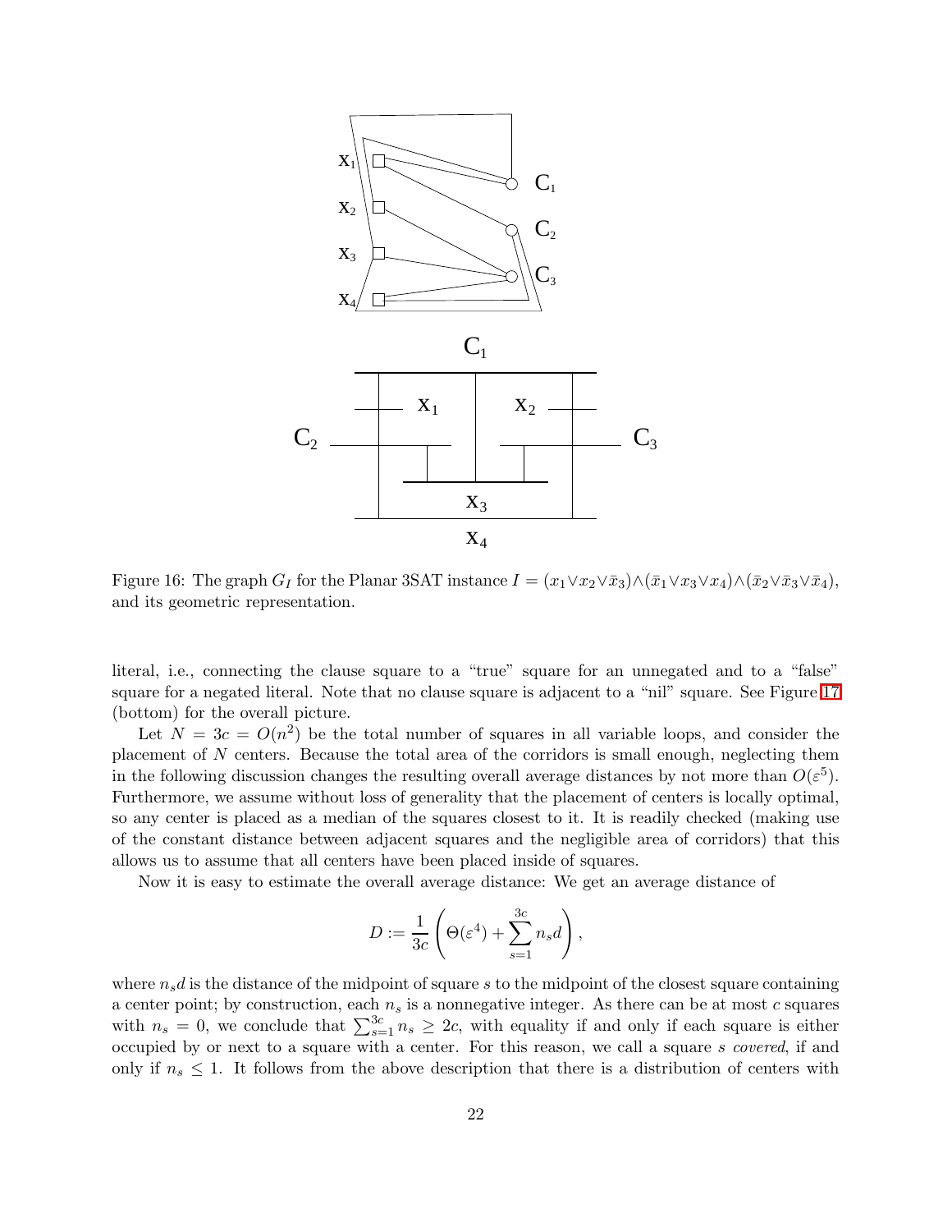Figure 16: The graph $G_I$ for the Planar 3SAT instance $I = (x_1 \vee x_2 \vee \bar{x}_3) \wedge (\bar{x}_1 \vee x_3 \vee x_4) \wedge (\bar{x}_2 \vee \bar{x}_3 \vee \bar{x}_4)$, and its geometric representation.

literal, i.e., connecting the clause square to a "true" square for an unnegated and to a "false" square for a negated literal. Note that no clause square is adjacent to a "nil" square. See Figure 17 (bottom) for the overall picture.

Let $N = 3c = O(n^2)$ be the total number of squares in all variable loops, and consider the placement of $N$ centers. Because the total area of the corridors is small enough, neglecting them in the following discussion changes the resulting overall average distances by not more than $O(\varepsilon^5)$. Furthermore, we assume without loss of generality that the placement of centers is locally optimal, so any center is placed as a median of the squares closest to it. It is readily checked (making use of the constant distance between adjacent squares and the negligible area of corridors) that this allows us to assume that all centers have been placed inside of squares.

Now it is easy to estimate the overall average distance: We get an average distance of

$$D := \frac{1}{3c}\left(\Theta(\varepsilon^4) + \sum_{s=1}^{3c} n_s d\right),$$

where $n_s d$ is the distance of the midpoint of square $s$ to the midpoint of the closest square containing a center point; by construction, each $n_s$ is a nonnegative integer. As there can be at most $c$ squares with $n_s = 0$, we conclude that $\sum_{s=1}^{3c} n_s \geq 2c$, with equality if and only if each square is either occupied by or next to a square with a center. For this reason, we call a square $s$ *covered*, if and only if $n_s \leq 1$. It follows from the above description that there is a distribution of centers with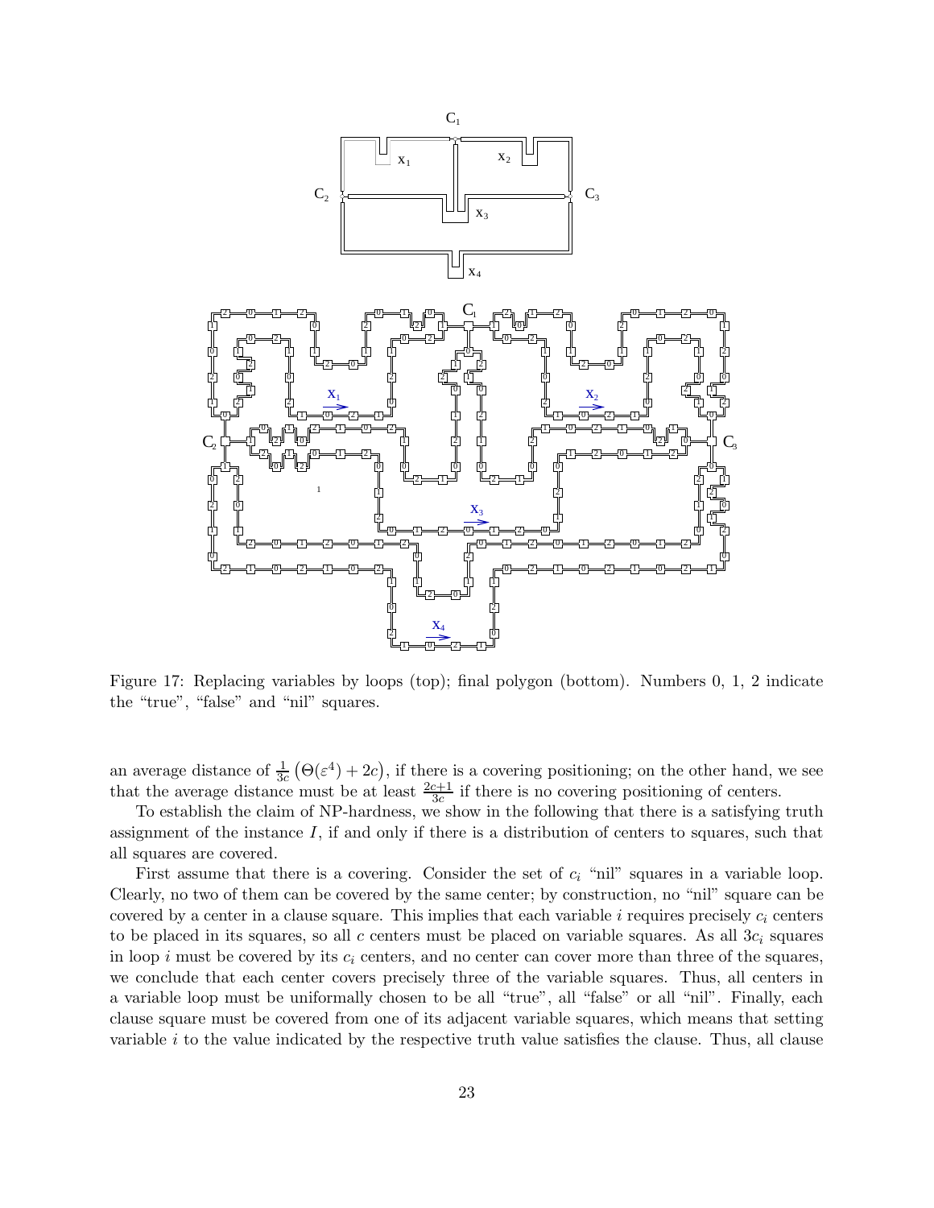Figure 17: Replacing variables by loops (top); final polygon (bottom). Numbers 0, 1, 2 indicate the "true", "false" and "nil" squares.

an average distance of $\frac{1}{3c}\left(\Theta(\varepsilon^4) + 2c\right)$, if there is a covering positioning; on the other hand, we see that the average distance must be at least $\frac{2c+1}{3c}$ if there is no covering positioning of centers.

To establish the claim of NP-hardness, we show in the following that there is a satisfying truth assignment of the instance $I$, if and only if there is a distribution of centers to squares, such that all squares are covered.

First assume that there is a covering. Consider the set of $c_i$ "nil" squares in a variable loop. Clearly, no two of them can be covered by the same center; by construction, no "nil" square can be covered by a center in a clause square. This implies that each variable $i$ requires precisely $c_i$ centers to be placed in its squares, so all $c$ centers must be placed on variable squares. As all $3c_i$ squares in loop $i$ must be covered by its $c_i$ centers, and no center can cover more than three of the squares, we conclude that each center covers precisely three of the variable squares. Thus, all centers in a variable loop must be uniformally chosen to be all "true", all "false" or all "nil". Finally, each clause square must be covered from one of its adjacent variable squares, which means that setting variable $i$ to the value indicated by the respective truth value satisfies the clause. Thus, all clause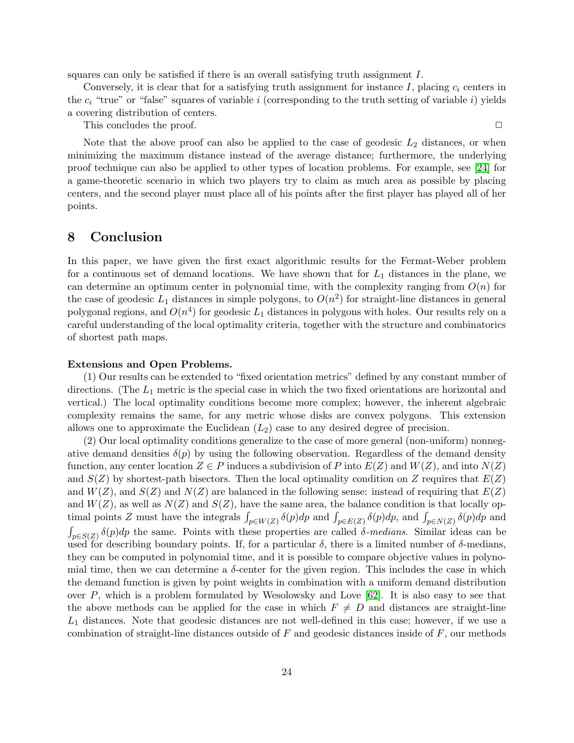squares can only be satisfied if there is an overall satisfying truth assignment $I$.

Conversely, it is clear that for a satisfying truth assignment for instance $I$, placing $c_i$ centers in the $c_i$ "true" or "false" squares of variable $i$ (corresponding to the truth setting of variable $i$) yields a covering distribution of centers.

This concludes the proof. □

Note that the above proof can also be applied to the case of geodesic $L_2$ distances, or when minimizing the maximum distance instead of the average distance; furthermore, the underlying proof technique can also be applied to other types of location problems. For example, see [24] for a game-theoretic scenario in which two players try to claim as much area as possible by placing centers, and the second player must place all of his points after the first player has played all of her points.

## 8 Conclusion

In this paper, we have given the first exact algorithmic results for the Fermat-Weber problem for a continuous set of demand locations. We have shown that for $L_1$ distances in the plane, we can determine an optimum center in polynomial time, with the complexity ranging from $O(n)$ for the case of geodesic $L_1$ distances in simple polygons, to $O(n^2)$ for straight-line distances in general polygonal regions, and $O(n^4)$ for geodesic $L_1$ distances in polygons with holes. Our results rely on a careful understanding of the local optimality criteria, together with the structure and combinatorics of shortest path maps.

**Extensions and Open Problems.**

(1) Our results can be extended to "fixed orientation metrics" defined by any constant number of directions. (The $L_1$ metric is the special case in which the two fixed orientations are horizontal and vertical.) The local optimality conditions become more complex; however, the inherent algebraic complexity remains the same, for any metric whose disks are convex polygons. This extension allows one to approximate the Euclidean ($L_2$) case to any desired degree of precision.

(2) Our local optimality conditions generalize to the case of more general (non-uniform) nonnegative demand densities $\delta(p)$ by using the following observation. Regardless of the demand density function, any center location $Z \in P$ induces a subdivision of $P$ into $E(Z)$ and $W(Z)$, and into $N(Z)$ and $S(Z)$ by shortest-path bisectors. Then the local optimality condition on $Z$ requires that $E(Z)$ and $W(Z)$, and $S(Z)$ and $N(Z)$ are balanced in the following sense: instead of requiring that $E(Z)$ and $W(Z)$, as well as $N(Z)$ and $S(Z)$, have the same area, the balance condition is that locally optimal points $Z$ must have the integrals $\int_{p \in W(Z)} \delta(p)dp$ and $\int_{p \in E(Z)} \delta(p)dp$, and $\int_{p \in N(Z)} \delta(p)dp$ and $\int_{p \in S(Z)} \delta(p)dp$ the same. Points with these properties are called *$\delta$-medians*. Similar ideas can be used for describing boundary points. If, for a particular $\delta$, there is a limited number of $\delta$-medians, they can be computed in polynomial time, and it is possible to compare objective values in polynomial time, then we can determine a $\delta$-center for the given region. This includes the case in which the demand function is given by point weights in combination with a uniform demand distribution over $P$, which is a problem formulated by Wesolowsky and Love [62]. It is also easy to see that the above methods can be applied for the case in which $F \neq D$ and distances are straight-line $L_1$ distances. Note that geodesic distances are not well-defined in this case; however, if we use a combination of straight-line distances outside of $F$ and geodesic distances inside of $F$, our methods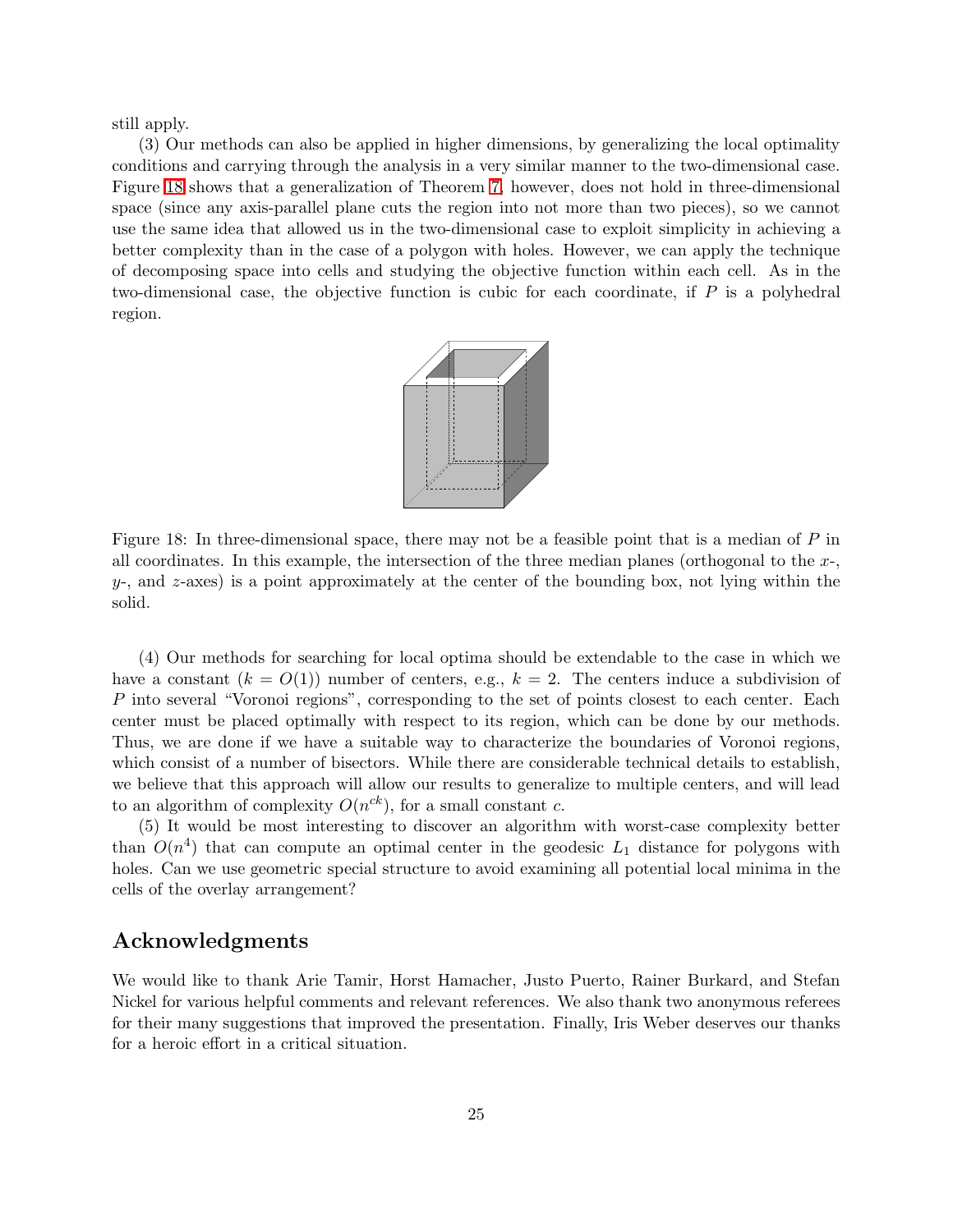still apply.

(3) Our methods can also be applied in higher dimensions, by generalizing the local optimality conditions and carrying through the analysis in a very similar manner to the two-dimensional case. Figure 18 shows that a generalization of Theorem 7, however, does not hold in three-dimensional space (since any axis-parallel plane cuts the region into not more than two pieces), so we cannot use the same idea that allowed us in the two-dimensional case to exploit simplicity in achieving a better complexity than in the case of a polygon with holes. However, we can apply the technique of decomposing space into cells and studying the objective function within each cell. As in the two-dimensional case, the objective function is cubic for each coordinate, if $P$ is a polyhedral region.

Figure 18: In three-dimensional space, there may not be a feasible point that is a median of $P$ in all coordinates. In this example, the intersection of the three median planes (orthogonal to the $x$-, $y$-, and $z$-axes) is a point approximately at the center of the bounding box, not lying within the solid.

(4) Our methods for searching for local optima should be extendable to the case in which we have a constant ($k = O(1)$) number of centers, e.g., $k = 2$. The centers induce a subdivision of $P$ into several "Voronoi regions", corresponding to the set of points closest to each center. Each center must be placed optimally with respect to its region, which can be done by our methods. Thus, we are done if we have a suitable way to characterize the boundaries of Voronoi regions, which consist of a number of bisectors. While there are considerable technical details to establish, we believe that this approach will allow our results to generalize to multiple centers, and will lead to an algorithm of complexity $O(n^{ck})$, for a small constant $c$.

(5) It would be most interesting to discover an algorithm with worst-case complexity better than $O(n^4)$ that can compute an optimal center in the geodesic $L_1$ distance for polygons with holes. Can we use geometric special structure to avoid examining all potential local minima in the cells of the overlay arrangement?

## Acknowledgments

We would like to thank Arie Tamir, Horst Hamacher, Justo Puerto, Rainer Burkard, and Stefan Nickel for various helpful comments and relevant references. We also thank two anonymous referees for their many suggestions that improved the presentation. Finally, Iris Weber deserves our thanks for a heroic effort in a critical situation.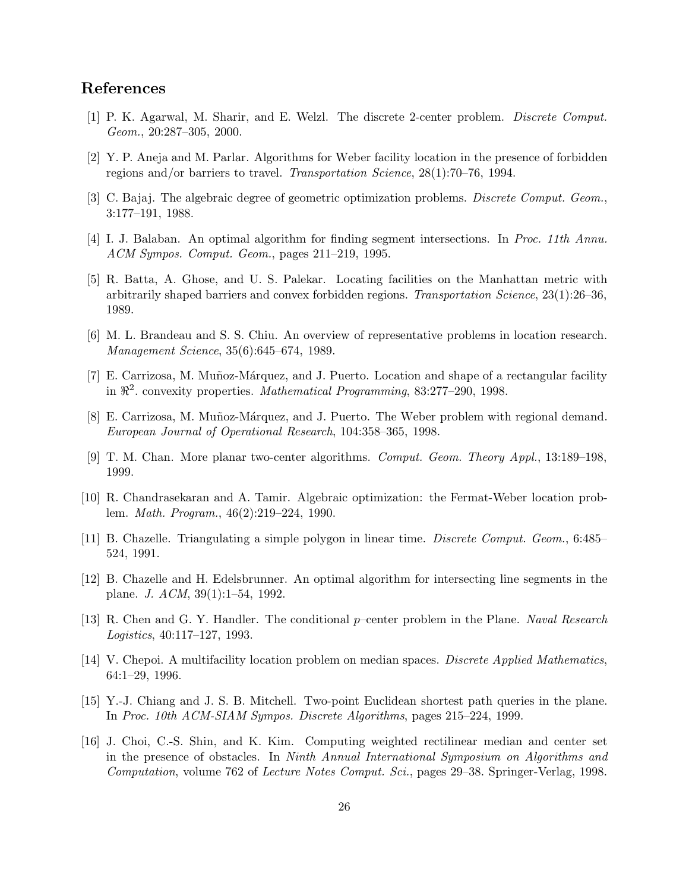## References

[1] P. K. Agarwal, M. Sharir, and E. Welzl. The discrete 2-center problem. *Discrete Comput. Geom.*, 20:287–305, 2000.

[2] Y. P. Aneja and M. Parlar. Algorithms for Weber facility location in the presence of forbidden regions and/or barriers to travel. *Transportation Science*, 28(1):70–76, 1994.

[3] C. Bajaj. The algebraic degree of geometric optimization problems. *Discrete Comput. Geom.*, 3:177–191, 1988.

[4] I. J. Balaban. An optimal algorithm for finding segment intersections. In *Proc. 11th Annu. ACM Sympos. Comput. Geom.*, pages 211–219, 1995.

[5] R. Batta, A. Ghose, and U. S. Palekar. Locating facilities on the Manhattan metric with arbitrarily shaped barriers and convex forbidden regions. *Transportation Science*, 23(1):26–36, 1989.

[6] M. L. Brandeau and S. S. Chiu. An overview of representative problems in location research. *Management Science*, 35(6):645–674, 1989.

[7] E. Carrizosa, M. Muñoz-Márquez, and J. Puerto. Location and shape of a rectangular facility in $\Re^2$. convexity properties. *Mathematical Programming*, 83:277–290, 1998.

[8] E. Carrizosa, M. Muñoz-Márquez, and J. Puerto. The Weber problem with regional demand. *European Journal of Operational Research*, 104:358–365, 1998.

[9] T. M. Chan. More planar two-center algorithms. *Comput. Geom. Theory Appl.*, 13:189–198, 1999.

[10] R. Chandrasekaran and A. Tamir. Algebraic optimization: the Fermat-Weber location problem. *Math. Program.*, 46(2):219–224, 1990.

[11] B. Chazelle. Triangulating a simple polygon in linear time. *Discrete Comput. Geom.*, 6:485–524, 1991.

[12] B. Chazelle and H. Edelsbrunner. An optimal algorithm for intersecting line segments in the plane. *J. ACM*, 39(1):1–54, 1992.

[13] R. Chen and G. Y. Handler. The conditional $p$–center problem in the Plane. *Naval Research Logistics*, 40:117–127, 1993.

[14] V. Chepoi. A multifacility location problem on median spaces. *Discrete Applied Mathematics*, 64:1–29, 1996.

[15] Y.-J. Chiang and J. S. B. Mitchell. Two-point Euclidean shortest path queries in the plane. In *Proc. 10th ACM-SIAM Sympos. Discrete Algorithms*, pages 215–224, 1999.

[16] J. Choi, C.-S. Shin, and K. Kim. Computing weighted rectilinear median and center set in the presence of obstacles. In *Ninth Annual International Symposium on Algorithms and Computation*, volume 762 of *Lecture Notes Comput. Sci.*, pages 29–38. Springer-Verlag, 1998.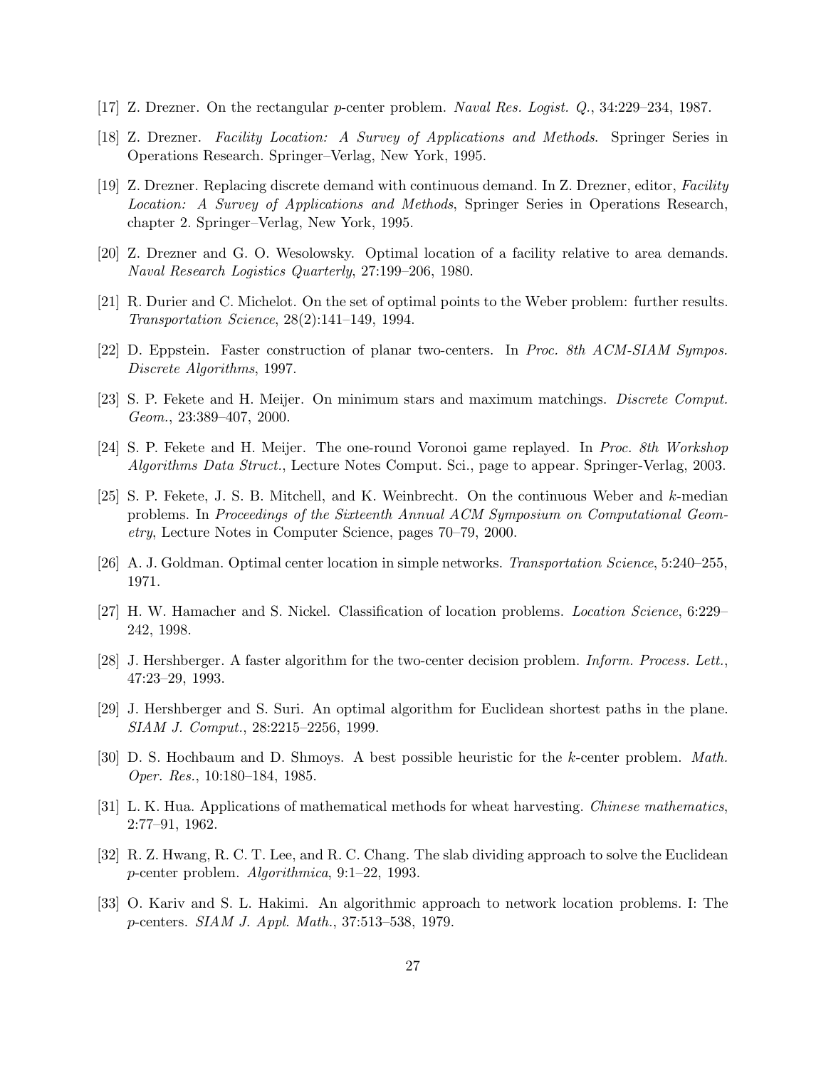[17] Z. Drezner. On the rectangular $p$-center problem. *Naval Res. Logist. Q.*, 34:229–234, 1987.

[18] Z. Drezner. *Facility Location: A Survey of Applications and Methods*. Springer Series in Operations Research. Springer–Verlag, New York, 1995.

[19] Z. Drezner. Replacing discrete demand with continuous demand. In Z. Drezner, editor, *Facility Location: A Survey of Applications and Methods*, Springer Series in Operations Research, chapter 2. Springer–Verlag, New York, 1995.

[20] Z. Drezner and G. O. Wesolowsky. Optimal location of a facility relative to area demands. *Naval Research Logistics Quarterly*, 27:199–206, 1980.

[21] R. Durier and C. Michelot. On the set of optimal points to the Weber problem: further results. *Transportation Science*, 28(2):141–149, 1994.

[22] D. Eppstein. Faster construction of planar two-centers. In *Proc. 8th ACM-SIAM Sympos. Discrete Algorithms*, 1997.

[23] S. P. Fekete and H. Meijer. On minimum stars and maximum matchings. *Discrete Comput. Geom.*, 23:389–407, 2000.

[24] S. P. Fekete and H. Meijer. The one-round Voronoi game replayed. In *Proc. 8th Workshop Algorithms Data Struct.*, Lecture Notes Comput. Sci., page to appear. Springer-Verlag, 2003.

[25] S. P. Fekete, J. S. B. Mitchell, and K. Weinbrecht. On the continuous Weber and $k$-median problems. In *Proceedings of the Sixteenth Annual ACM Symposium on Computational Geometry*, Lecture Notes in Computer Science, pages 70–79, 2000.

[26] A. J. Goldman. Optimal center location in simple networks. *Transportation Science*, 5:240–255, 1971.

[27] H. W. Hamacher and S. Nickel. Classification of location problems. *Location Science*, 6:229–242, 1998.

[28] J. Hershberger. A faster algorithm for the two-center decision problem. *Inform. Process. Lett.*, 47:23–29, 1993.

[29] J. Hershberger and S. Suri. An optimal algorithm for Euclidean shortest paths in the plane. *SIAM J. Comput.*, 28:2215–2256, 1999.

[30] D. S. Hochbaum and D. Shmoys. A best possible heuristic for the $k$-center problem. *Math. Oper. Res.*, 10:180–184, 1985.

[31] L. K. Hua. Applications of mathematical methods for wheat harvesting. *Chinese mathematics*, 2:77–91, 1962.

[32] R. Z. Hwang, R. C. T. Lee, and R. C. Chang. The slab dividing approach to solve the Euclidean $p$-center problem. *Algorithmica*, 9:1–22, 1993.

[33] O. Kariv and S. L. Hakimi. An algorithmic approach to network location problems. I: The $p$-centers. *SIAM J. Appl. Math.*, 37:513–538, 1979.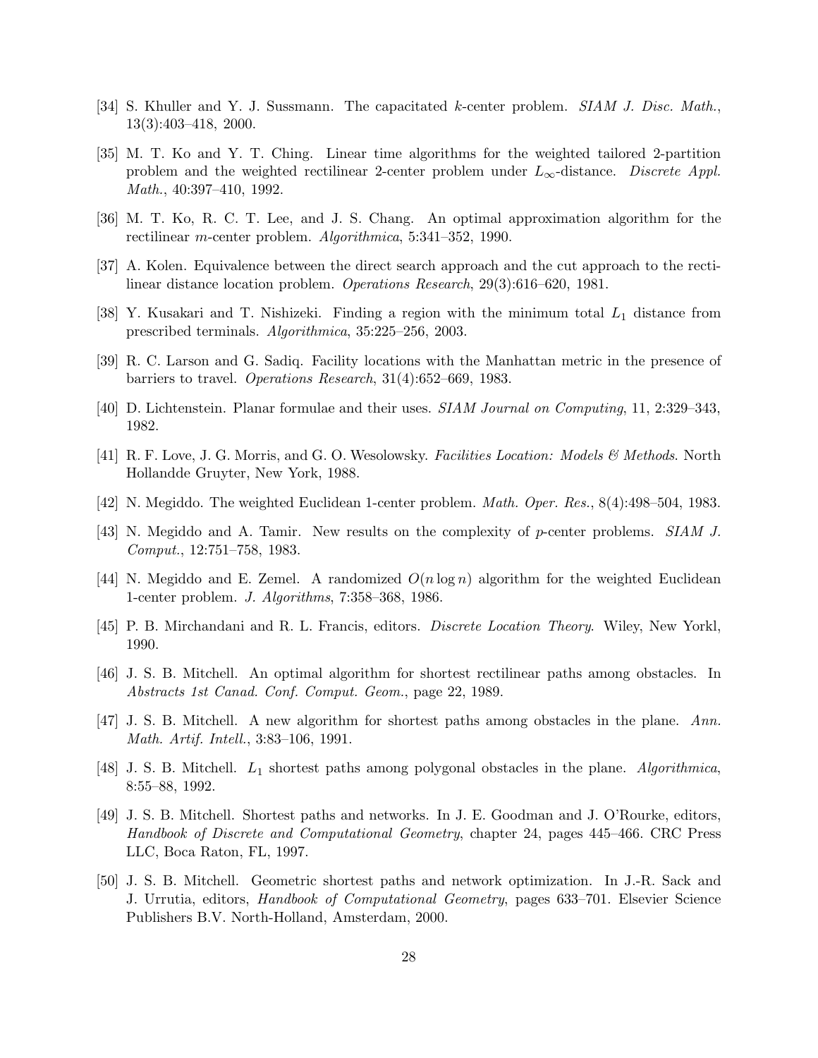[34] S. Khuller and Y. J. Sussmann. The capacitated $k$-center problem. *SIAM J. Disc. Math.*, 13(3):403–418, 2000.

[35] M. T. Ko and Y. T. Ching. Linear time algorithms for the weighted tailored 2-partition problem and the weighted rectilinear 2-center problem under $L_\infty$-distance. *Discrete Appl. Math.*, 40:397–410, 1992.

[36] M. T. Ko, R. C. T. Lee, and J. S. Chang. An optimal approximation algorithm for the rectilinear $m$-center problem. *Algorithmica*, 5:341–352, 1990.

[37] A. Kolen. Equivalence between the direct search approach and the cut approach to the rectilinear distance location problem. *Operations Research*, 29(3):616–620, 1981.

[38] Y. Kusakari and T. Nishizeki. Finding a region with the minimum total $L_1$ distance from prescribed terminals. *Algorithmica*, 35:225–256, 2003.

[39] R. C. Larson and G. Sadiq. Facility locations with the Manhattan metric in the presence of barriers to travel. *Operations Research*, 31(4):652–669, 1983.

[40] D. Lichtenstein. Planar formulae and their uses. *SIAM Journal on Computing*, 11, 2:329–343, 1982.

[41] R. F. Love, J. G. Morris, and G. O. Wesolowsky. *Facilities Location: Models & Methods*. North Hollandde Gruyter, New York, 1988.

[42] N. Megiddo. The weighted Euclidean 1-center problem. *Math. Oper. Res.*, 8(4):498–504, 1983.

[43] N. Megiddo and A. Tamir. New results on the complexity of $p$-center problems. *SIAM J. Comput.*, 12:751–758, 1983.

[44] N. Megiddo and E. Zemel. A randomized $O(n \log n)$ algorithm for the weighted Euclidean 1-center problem. *J. Algorithms*, 7:358–368, 1986.

[45] P. B. Mirchandani and R. L. Francis, editors. *Discrete Location Theory*. Wiley, New Yorkl, 1990.

[46] J. S. B. Mitchell. An optimal algorithm for shortest rectilinear paths among obstacles. In *Abstracts 1st Canad. Conf. Comput. Geom.*, page 22, 1989.

[47] J. S. B. Mitchell. A new algorithm for shortest paths among obstacles in the plane. *Ann. Math. Artif. Intell.*, 3:83–106, 1991.

[48] J. S. B. Mitchell. $L_1$ shortest paths among polygonal obstacles in the plane. *Algorithmica*, 8:55–88, 1992.

[49] J. S. B. Mitchell. Shortest paths and networks. In J. E. Goodman and J. O'Rourke, editors, *Handbook of Discrete and Computational Geometry*, chapter 24, pages 445–466. CRC Press LLC, Boca Raton, FL, 1997.

[50] J. S. B. Mitchell. Geometric shortest paths and network optimization. In J.-R. Sack and J. Urrutia, editors, *Handbook of Computational Geometry*, pages 633–701. Elsevier Science Publishers B.V. North-Holland, Amsterdam, 2000.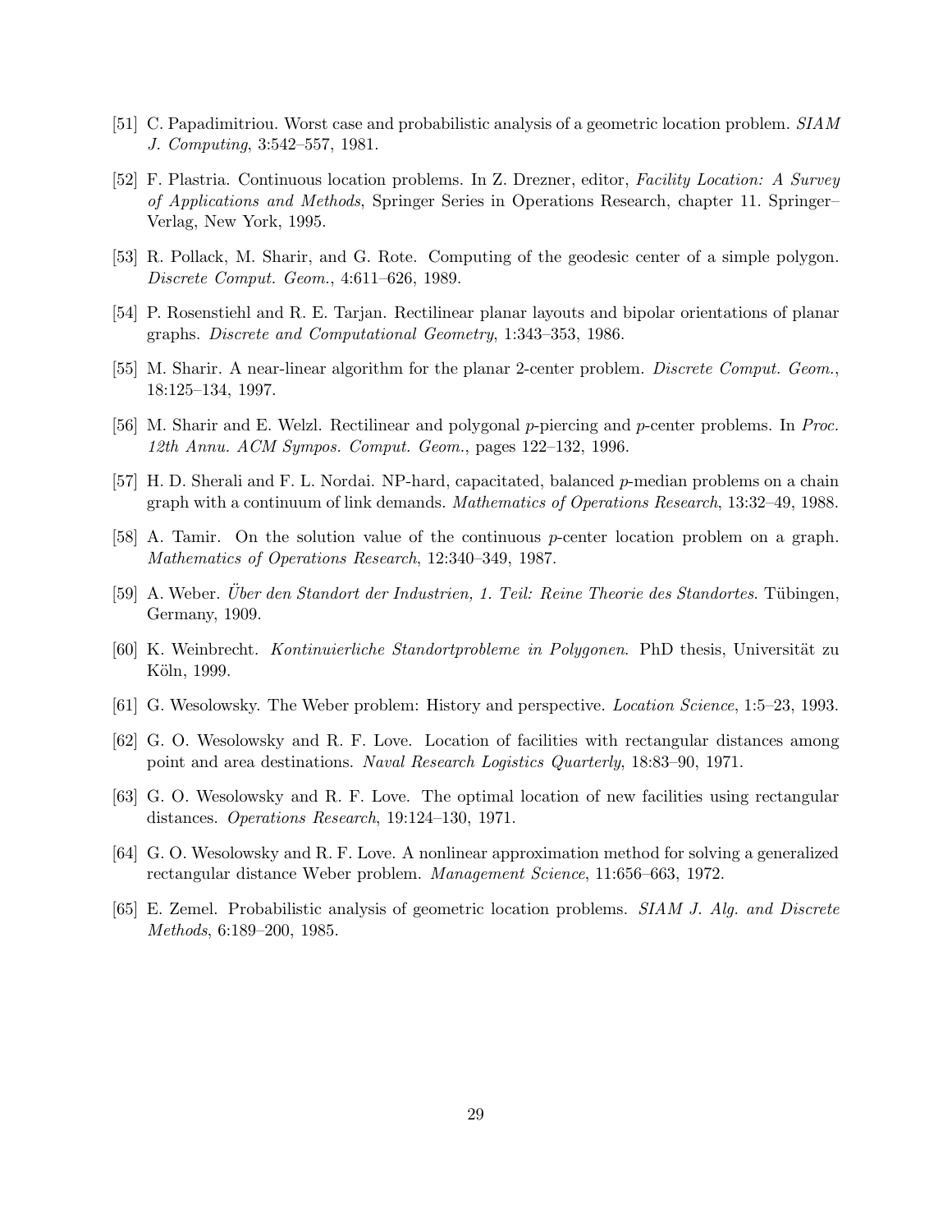[51] C. Papadimitriou. Worst case and probabilistic analysis of a geometric location problem. *SIAM J. Computing*, 3:542–557, 1981.

[52] F. Plastria. Continuous location problems. In Z. Drezner, editor, *Facility Location: A Survey of Applications and Methods*, Springer Series in Operations Research, chapter 11. Springer–Verlag, New York, 1995.

[53] R. Pollack, M. Sharir, and G. Rote. Computing of the geodesic center of a simple polygon. *Discrete Comput. Geom.*, 4:611–626, 1989.

[54] P. Rosenstiehl and R. E. Tarjan. Rectilinear planar layouts and bipolar orientations of planar graphs. *Discrete and Computational Geometry*, 1:343–353, 1986.

[55] M. Sharir. A near-linear algorithm for the planar 2-center problem. *Discrete Comput. Geom.*, 18:125–134, 1997.

[56] M. Sharir and E. Welzl. Rectilinear and polygonal $p$-piercing and $p$-center problems. In *Proc. 12th Annu. ACM Sympos. Comput. Geom.*, pages 122–132, 1996.

[57] H. D. Sherali and F. L. Nordai. NP-hard, capacitated, balanced $p$-median problems on a chain graph with a continuum of link demands. *Mathematics of Operations Research*, 13:32–49, 1988.

[58] A. Tamir. On the solution value of the continuous $p$-center location problem on a graph. *Mathematics of Operations Research*, 12:340–349, 1987.

[59] A. Weber. *Über den Standort der Industrien, 1. Teil: Reine Theorie des Standortes*. Tübingen, Germany, 1909.

[60] K. Weinbrecht. *Kontinuierliche Standortprobleme in Polygonen*. PhD thesis, Universität zu Köln, 1999.

[61] G. Wesolowsky. The Weber problem: History and perspective. *Location Science*, 1:5–23, 1993.

[62] G. O. Wesolowsky and R. F. Love. Location of facilities with rectangular distances among point and area destinations. *Naval Research Logistics Quarterly*, 18:83–90, 1971.

[63] G. O. Wesolowsky and R. F. Love. The optimal location of new facilities using rectangular distances. *Operations Research*, 19:124–130, 1971.

[64] G. O. Wesolowsky and R. F. Love. A nonlinear approximation method for solving a generalized rectangular distance Weber problem. *Management Science*, 11:656–663, 1972.

[65] E. Zemel. Probabilistic analysis of geometric location problems. *SIAM J. Alg. and Discrete Methods*, 6:189–200, 1985.